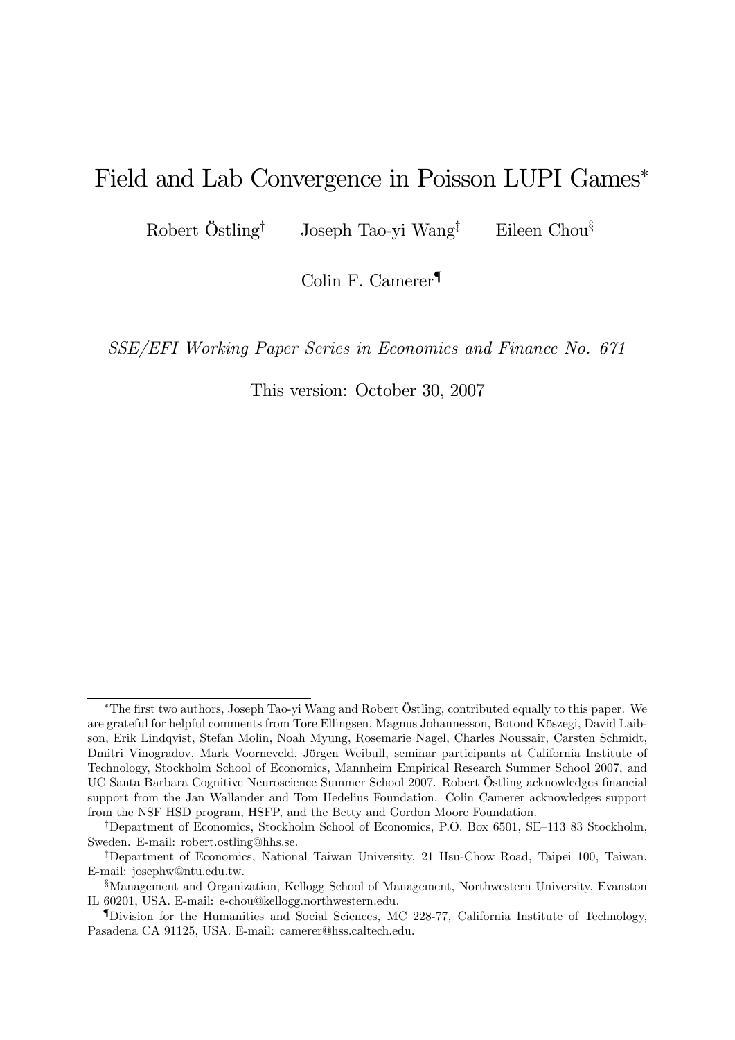# Field and Lab Convergence in Poisson LUPI Games*

Robert Östling[†] Joseph Tao-yi Wang[‡] Eileen Chou[§]

Colin F. Camerer[¶]

*SSE/EFI Working Paper Series in Economics and Finance No. 671*

This version: October 30, 2007

---

*The first two authors, Joseph Tao-yi Wang and Robert Östling, contributed equally to this paper. We are grateful for helpful comments from Tore Ellingsen, Magnus Johannesson, Botond Köszegi, David Laibson, Erik Lindqvist, Stefan Molin, Noah Myung, Rosemarie Nagel, Charles Noussair, Carsten Schmidt, Dmitri Vinogradov, Mark Voorneveld, Jörgen Weibull, seminar participants at California Institute of Technology, Stockholm School of Economics, Mannheim Empirical Research Summer School 2007, and UC Santa Barbara Cognitive Neuroscience Summer School 2007. Robert Östling acknowledges financial support from the Jan Wallander and Tom Hedelius Foundation. Colin Camerer acknowledges support from the NSF HSD program, HSFP, and the Betty and Gordon Moore Foundation.

†Department of Economics, Stockholm School of Economics, P.O. Box 6501, SE–113 83 Stockholm, Sweden. E-mail: robert.ostling@hhs.se.

‡Department of Economics, National Taiwan University, 21 Hsu-Chow Road, Taipei 100, Taiwan. E-mail: josephw@ntu.edu.tw.

§Management and Organization, Kellogg School of Management, Northwestern University, Evanston IL 60201, USA. E-mail: e-chou@kellogg.northwestern.edu.

¶Division for the Humanities and Social Sciences, MC 228-77, California Institute of Technology, Pasadena CA 91125, USA. E-mail: camerer@hss.caltech.edu.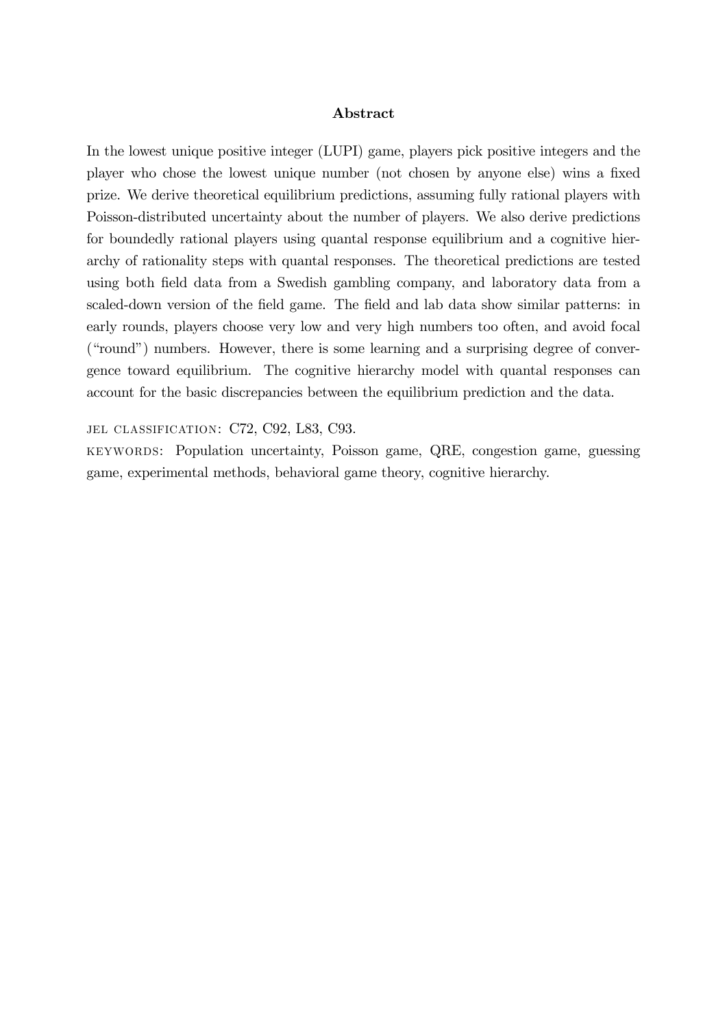## Abstract

In the lowest unique positive integer (LUPI) game, players pick positive integers and the player who chose the lowest unique number (not chosen by anyone else) wins a fixed prize. We derive theoretical equilibrium predictions, assuming fully rational players with Poisson-distributed uncertainty about the number of players. We also derive predictions for boundedly rational players using quantal response equilibrium and a cognitive hierarchy of rationality steps with quantal responses. The theoretical predictions are tested using both field data from a Swedish gambling company, and laboratory data from a scaled-down version of the field game. The field and lab data show similar patterns: in early rounds, players choose very low and very high numbers too often, and avoid focal ("round") numbers. However, there is some learning and a surprising degree of convergence toward equilibrium. The cognitive hierarchy model with quantal responses can account for the basic discrepancies between the equilibrium prediction and the data.

JEL CLASSIFICATION: C72, C92, L83, C93.

KEYWORDS: Population uncertainty, Poisson game, QRE, congestion game, guessing game, experimental methods, behavioral game theory, cognitive hierarchy.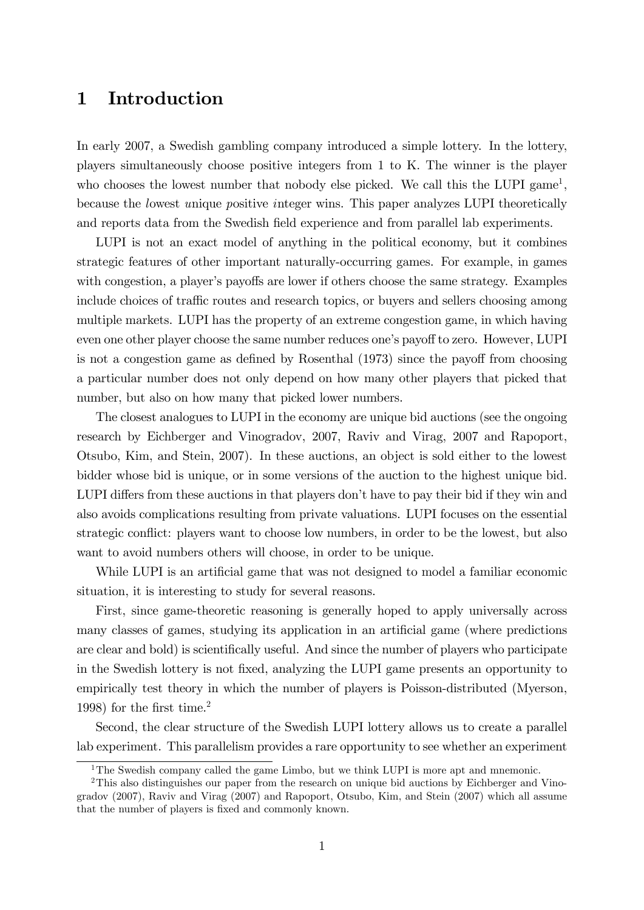# 1 Introduction

In early 2007, a Swedish gambling company introduced a simple lottery. In the lottery, players simultaneously choose positive integers from 1 to K. The winner is the player who chooses the lowest number that nobody else picked. We call this the LUPI game[1], because the *l*owest *u*nique *p*ositive *i*nteger wins. This paper analyzes LUPI theoretically and reports data from the Swedish field experience and from parallel lab experiments.

LUPI is not an exact model of anything in the political economy, but it combines strategic features of other important naturally-occurring games. For example, in games with congestion, a player's payoffs are lower if others choose the same strategy. Examples include choices of traffic routes and research topics, or buyers and sellers choosing among multiple markets. LUPI has the property of an extreme congestion game, in which having even one other player choose the same number reduces one's payoff to zero. However, LUPI is not a congestion game as defined by Rosenthal (1973) since the payoff from choosing a particular number does not only depend on how many other players that picked that number, but also on how many that picked lower numbers.

The closest analogues to LUPI in the economy are unique bid auctions (see the ongoing research by Eichberger and Vinogradov, 2007, Raviv and Virag, 2007 and Rapoport, Otsubo, Kim, and Stein, 2007). In these auctions, an object is sold either to the lowest bidder whose bid is unique, or in some versions of the auction to the highest unique bid. LUPI differs from these auctions in that players don't have to pay their bid if they win and also avoids complications resulting from private valuations. LUPI focuses on the essential strategic conflict: players want to choose low numbers, in order to be the lowest, but also want to avoid numbers others will choose, in order to be unique.

While LUPI is an artificial game that was not designed to model a familiar economic situation, it is interesting to study for several reasons.

First, since game-theoretic reasoning is generally hoped to apply universally across many classes of games, studying its application in an artificial game (where predictions are clear and bold) is scientifically useful. And since the number of players who participate in the Swedish lottery is not fixed, analyzing the LUPI game presents an opportunity to empirically test theory in which the number of players is Poisson-distributed (Myerson, 1998) for the first time.[2]

Second, the clear structure of the Swedish LUPI lottery allows us to create a parallel lab experiment. This parallelism provides a rare opportunity to see whether an experiment

---

[1] The Swedish company called the game Limbo, but we think LUPI is more apt and mnemonic.

[2] This also distinguishes our paper from the research on unique bid auctions by Eichberger and Vinogradov (2007), Raviv and Virag (2007) and Rapoport, Otsubo, Kim, and Stein (2007) which all assume that the number of players is fixed and commonly known.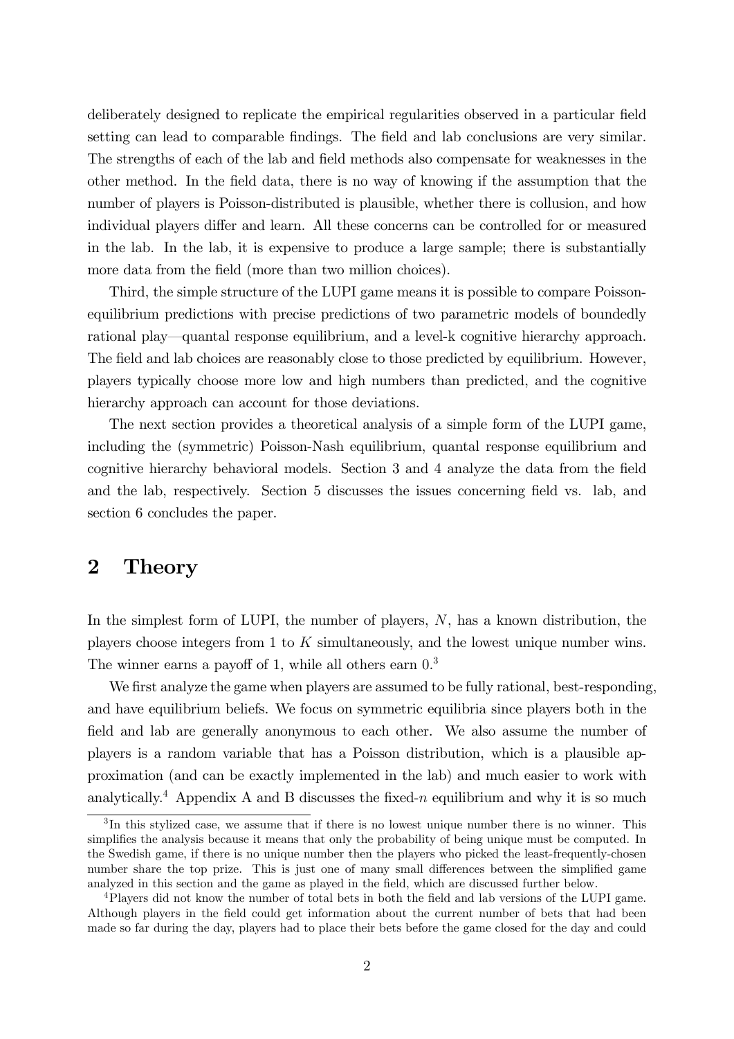deliberately designed to replicate the empirical regularities observed in a particular field setting can lead to comparable findings. The field and lab conclusions are very similar. The strengths of each of the lab and field methods also compensate for weaknesses in the other method. In the field data, there is no way of knowing if the assumption that the number of players is Poisson-distributed is plausible, whether there is collusion, and how individual players differ and learn. All these concerns can be controlled for or measured in the lab. In the lab, it is expensive to produce a large sample; there is substantially more data from the field (more than two million choices).

Third, the simple structure of the LUPI game means it is possible to compare Poisson-equilibrium predictions with precise predictions of two parametric models of boundedly rational play—quantal response equilibrium, and a level-k cognitive hierarchy approach. The field and lab choices are reasonably close to those predicted by equilibrium. However, players typically choose more low and high numbers than predicted, and the cognitive hierarchy approach can account for those deviations.

The next section provides a theoretical analysis of a simple form of the LUPI game, including the (symmetric) Poisson-Nash equilibrium, quantal response equilibrium and cognitive hierarchy behavioral models. Section 3 and 4 analyze the data from the field and the lab, respectively. Section 5 discusses the issues concerning field vs. lab, and section 6 concludes the paper.

## 2 Theory

In the simplest form of LUPI, the number of players, $N$, has a known distribution, the players choose integers from 1 to $K$ simultaneously, and the lowest unique number wins. The winner earns a payoff of 1, while all others earn 0.[3]

We first analyze the game when players are assumed to be fully rational, best-responding, and have equilibrium beliefs. We focus on symmetric equilibria since players both in the field and lab are generally anonymous to each other. We also assume the number of players is a random variable that has a Poisson distribution, which is a plausible approximation (and can be exactly implemented in the lab) and much easier to work with analytically.[4] Appendix A and B discusses the fixed-$n$ equilibrium and why it is so much

[3] In this stylized case, we assume that if there is no lowest unique number there is no winner. This simplifies the analysis because it means that only the probability of being unique must be computed. In the Swedish game, if there is no unique number then the players who picked the least-frequently-chosen number share the top prize. This is just one of many small differences between the simplified game analyzed in this section and the game as played in the field, which are discussed further below.

[4] Players did not know the number of total bets in both the field and lab versions of the LUPI game. Although players in the field could get information about the current number of bets that had been made so far during the day, players had to place their bets before the game closed for the day and could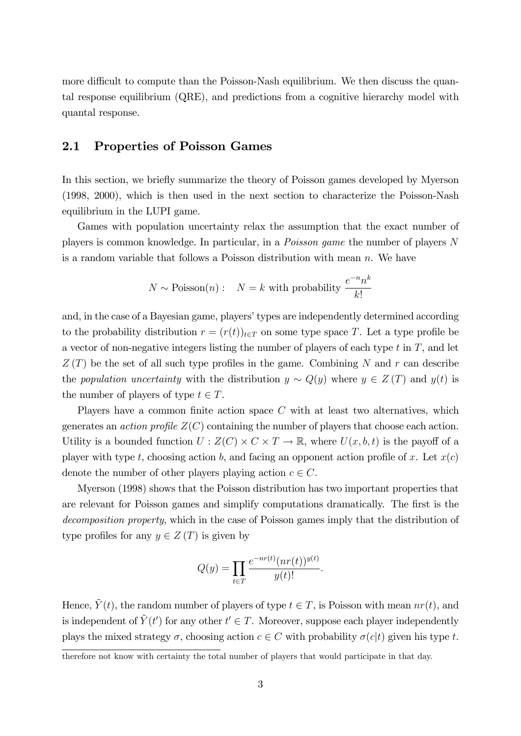more difficult to compute than the Poisson-Nash equilibrium. We then discuss the quantal response equilibrium (QRE), and predictions from a cognitive hierarchy model with quantal response.

## 2.1 Properties of Poisson Games

In this section, we briefly summarize the theory of Poisson games developed by Myerson (1998, 2000), which is then used in the next section to characterize the Poisson-Nash equilibrium in the LUPI game.

Games with population uncertainty relax the assumption that the exact number of players is common knowledge. In particular, in a *Poisson game* the number of players $N$ is a random variable that follows a Poisson distribution with mean $n$. We have

$$N \sim \text{Poisson}(n): \quad N = k \text{ with probability } \frac{e^{-n}n^k}{k!}$$

and, in the case of a Bayesian game, players' types are independently determined according to the probability distribution $r = (r(t))_{t \in T}$ on some type space $T$. Let a type profile be a vector of non-negative integers listing the number of players of each type $t$ in $T$, and let $Z(T)$ be the set of all such type profiles in the game. Combining $N$ and $r$ can describe the *population uncertainty* with the distribution $y \sim Q(y)$ where $y \in Z(T)$ and $y(t)$ is the number of players of type $t \in T$.

Players have a common finite action space $C$ with at least two alternatives, which generates an *action profile* $Z(C)$ containing the number of players that choose each action. Utility is a bounded function $U : Z(C) \times C \times T \to \mathbb{R}$, where $U(x, b, t)$ is the payoff of a player with type $t$, choosing action $b$, and facing an opponent action profile of $x$. Let $x(c)$ denote the number of other players playing action $c \in C$.

Myerson (1998) shows that the Poisson distribution has two important properties that are relevant for Poisson games and simplify computations dramatically. The first is the *decomposition property*, which in the case of Poisson games imply that the distribution of type profiles for any $y \in Z(T)$ is given by

$$Q(y) = \prod_{t \in T} \frac{e^{-nr(t)}(nr(t))^{y(t)}}{y(t)!}.$$

Hence, $\tilde{Y}(t)$, the random number of players of type $t \in T$, is Poisson with mean $nr(t)$, and is independent of $\tilde{Y}(t')$ for any other $t' \in T$. Moreover, suppose each player independently plays the mixed strategy $\sigma$, choosing action $c \in C$ with probability $\sigma(c|t)$ given his type $t$.

therefore not know with certainty the total number of players that would participate in that day.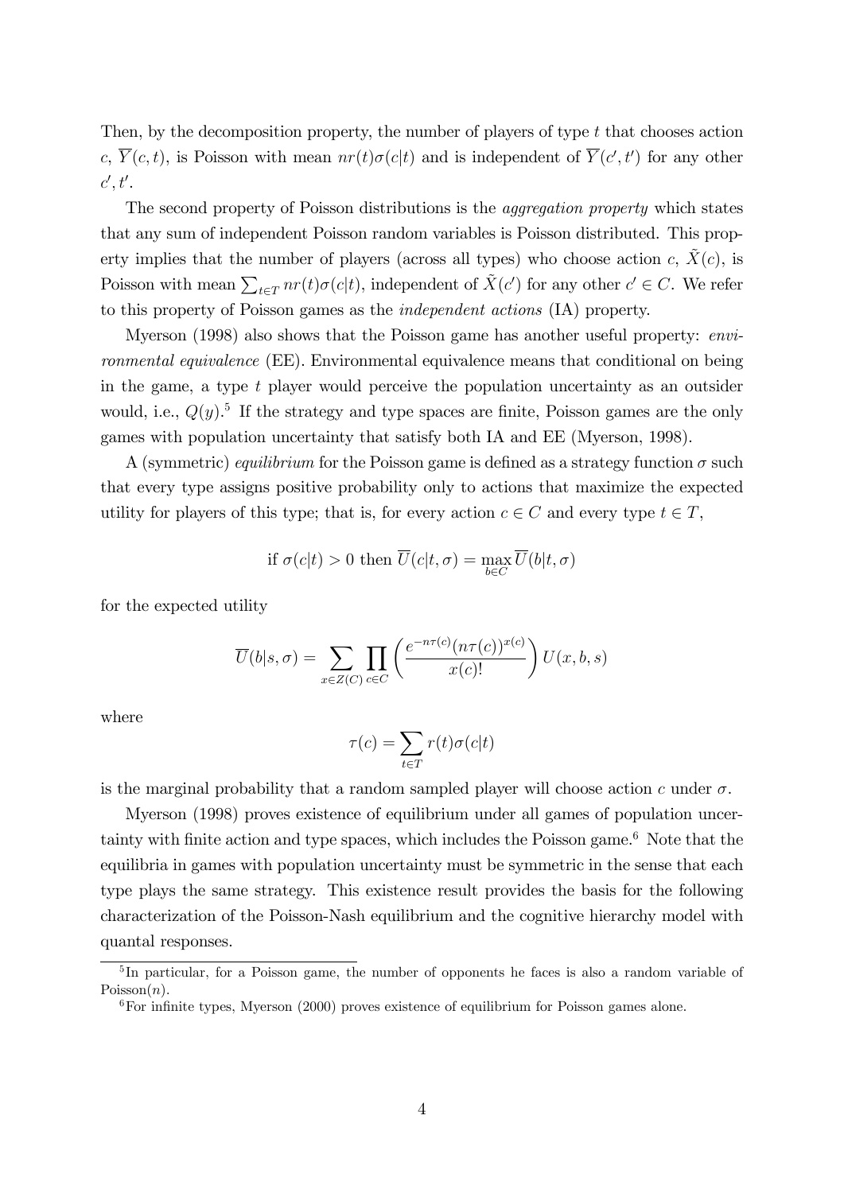Then, by the decomposition property, the number of players of type $t$ that chooses action $c$, $\overline{Y}(c,t)$, is Poisson with mean $nr(t)\sigma(c|t)$ and is independent of $\overline{Y}(c',t')$ for any other $c',t'$.

The second property of Poisson distributions is the *aggregation property* which states that any sum of independent Poisson random variables is Poisson distributed. This property implies that the number of players (across all types) who choose action $c$, $\tilde{X}(c)$, is Poisson with mean $\sum_{t\in T} nr(t)\sigma(c|t)$, independent of $\tilde{X}(c')$ for any other $c' \in C$. We refer to this property of Poisson games as the *independent actions* (IA) property.

Myerson (1998) also shows that the Poisson game has another useful property: *environmental equivalence* (EE). Environmental equivalence means that conditional on being in the game, a type $t$ player would perceive the population uncertainty as an outsider would, i.e., $Q(y)$.[5] If the strategy and type spaces are finite, Poisson games are the only games with population uncertainty that satisfy both IA and EE (Myerson, 1998).

A (symmetric) *equilibrium* for the Poisson game is defined as a strategy function $\sigma$ such that every type assigns positive probability only to actions that maximize the expected utility for players of this type; that is, for every action $c \in C$ and every type $t \in T$,

$$\text{if } \sigma(c|t) > 0 \text{ then } \overline{U}(c|t,\sigma) = \max_{b\in C} \overline{U}(b|t,\sigma)$$

for the expected utility

$$\overline{U}(b|s,\sigma) = \sum_{x\in Z(C)} \prod_{c\in C} \left( \frac{e^{-n\tau(c)}(n\tau(c))^{x(c)}}{x(c)!} \right) U(x,b,s)$$

where

$$\tau(c) = \sum_{t\in T} r(t)\sigma(c|t)$$

is the marginal probability that a random sampled player will choose action $c$ under $\sigma$.

Myerson (1998) proves existence of equilibrium under all games of population uncertainty with finite action and type spaces, which includes the Poisson game.[6] Note that the equilibria in games with population uncertainty must be symmetric in the sense that each type plays the same strategy. This existence result provides the basis for the following characterization of the Poisson-Nash equilibrium and the cognitive hierarchy model with quantal responses.

---

[5] In particular, for a Poisson game, the number of opponents he faces is also a random variable of Poisson($n$).

[6] For infinite types, Myerson (2000) proves existence of equilibrium for Poisson games alone.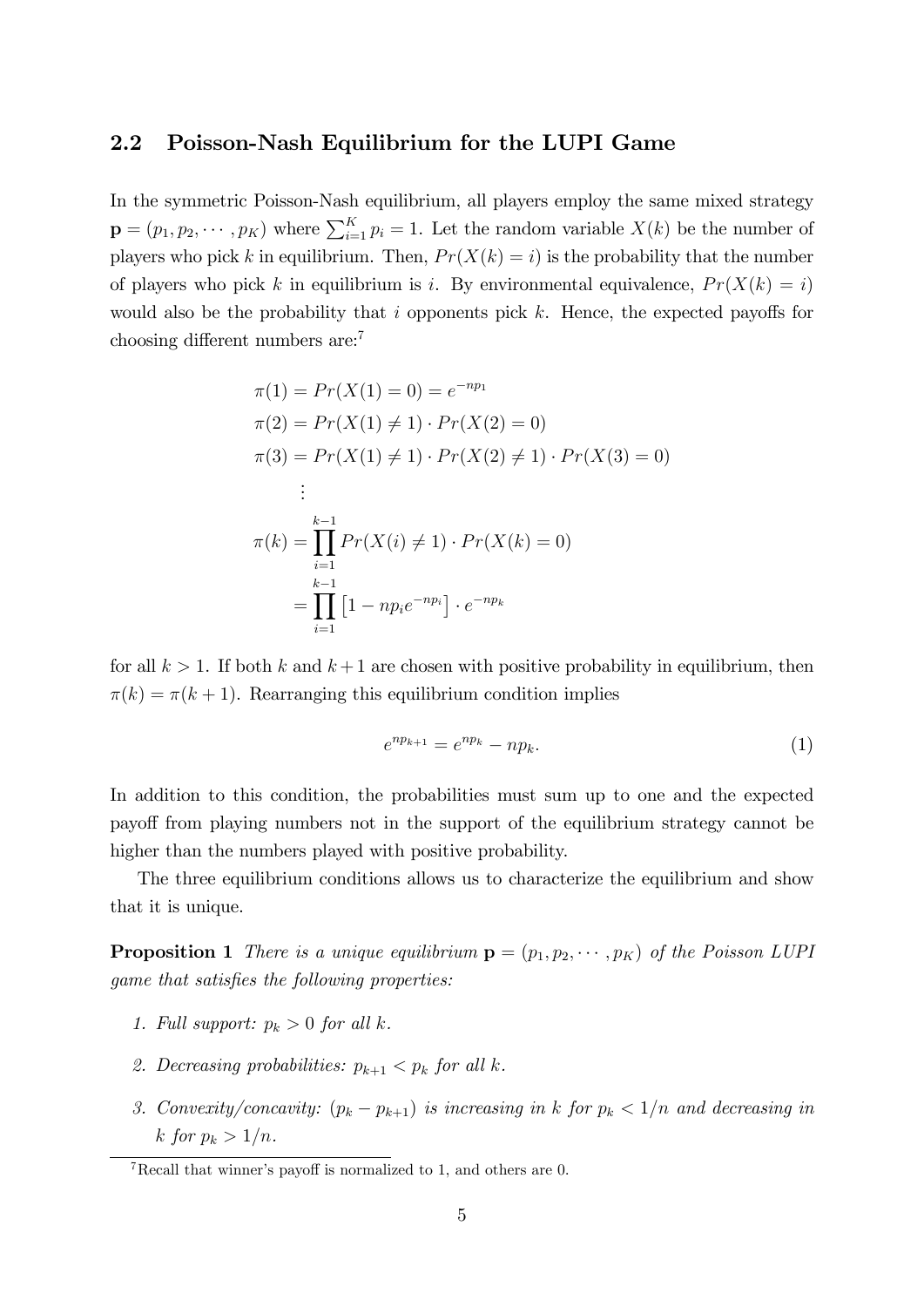## 2.2 Poisson-Nash Equilibrium for the LUPI Game

In the symmetric Poisson-Nash equilibrium, all players employ the same mixed strategy $\mathbf{p} = (p_1, p_2, \cdots, p_K)$ where $\sum_{i=1}^{K} p_i = 1$. Let the random variable $X(k)$ be the number of players who pick $k$ in equilibrium. Then, $Pr(X(k) = i)$ is the probability that the number of players who pick $k$ in equilibrium is $i$. By environmental equivalence, $Pr(X(k) = i)$ would also be the probability that $i$ opponents pick $k$. Hence, the expected payoffs for choosing different numbers are:[7]

$$
\begin{aligned}
\pi(1) &= Pr(X(1) = 0) = e^{-np_1} \\
\pi(2) &= Pr(X(1) \neq 1) \cdot Pr(X(2) = 0) \\
\pi(3) &= Pr(X(1) \neq 1) \cdot Pr(X(2) \neq 1) \cdot Pr(X(3) = 0) \\
&\vdots \\
\pi(k) &= \prod_{i=1}^{k-1} Pr(X(i) \neq 1) \cdot Pr(X(k) = 0) \\
&= \prod_{i=1}^{k-1} \left[1 - np_i e^{-np_i}\right] \cdot e^{-np_k}
\end{aligned}
$$

for all $k > 1$. If both $k$ and $k+1$ are chosen with positive probability in equilibrium, then $\pi(k) = \pi(k+1)$. Rearranging this equilibrium condition implies

$$
e^{np_{k+1}} = e^{np_k} - np_k. \tag{1}
$$

In addition to this condition, the probabilities must sum up to one and the expected payoff from playing numbers not in the support of the equilibrium strategy cannot be higher than the numbers played with positive probability.

The three equilibrium conditions allows us to characterize the equilibrium and show that it is unique.

**Proposition 1** *There is a unique equilibrium $\mathbf{p} = (p_1, p_2, \cdots, p_K)$ of the Poisson LUPI game that satisfies the following properties:*

1. *Full support: $p_k > 0$ for all $k$.*
2. *Decreasing probabilities: $p_{k+1} < p_k$ for all $k$.*
3. *Convexity/concavity: $(p_k - p_{k+1})$ is increasing in $k$ for $p_k < 1/n$ and decreasing in $k$ for $p_k > 1/n$.*

[7] Recall that winner's payoff is normalized to 1, and others are 0.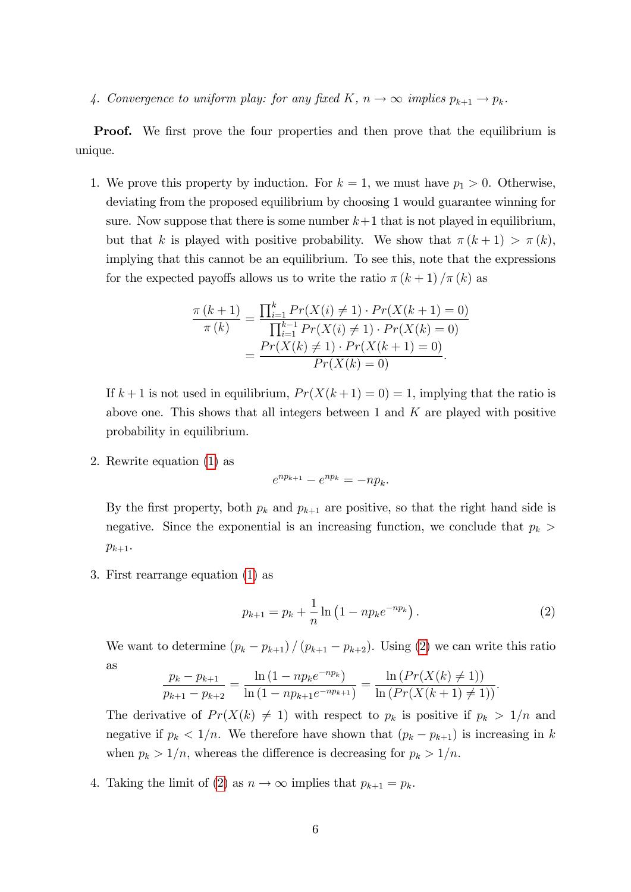4. *Convergence to uniform play: for any fixed $K$, $n \to \infty$ implies $p_{k+1} \to p_k$.*

**Proof.** We first prove the four properties and then prove that the equilibrium is unique.

1. We prove this property by induction. For $k = 1$, we must have $p_1 > 0$. Otherwise, deviating from the proposed equilibrium by choosing 1 would guarantee winning for sure. Now suppose that there is some number $k+1$ that is not played in equilibrium, but that $k$ is played with positive probability. We show that $\pi(k+1) > \pi(k)$, implying that this cannot be an equilibrium. To see this, note that the expressions for the expected payoffs allows us to write the ratio $\pi(k+1)/\pi(k)$ as

$$\begin{aligned}\frac{\pi(k+1)}{\pi(k)} &= \frac{\prod_{i=1}^{k} Pr(X(i) \neq 1) \cdot Pr(X(k+1) = 0)}{\prod_{i=1}^{k-1} Pr(X(i) \neq 1) \cdot Pr(X(k) = 0)} \\ &= \frac{Pr(X(k) \neq 1) \cdot Pr(X(k+1) = 0)}{Pr(X(k) = 0)}.\end{aligned}$$

   If $k+1$ is not used in equilibrium, $Pr(X(k+1) = 0) = 1$, implying that the ratio is above one. This shows that all integers between 1 and $K$ are played with positive probability in equilibrium.

2. Rewrite equation (1) as

$$e^{np_{k+1}} - e^{np_k} = -np_k.$$

   By the first property, both $p_k$ and $p_{k+1}$ are positive, so that the right hand side is negative. Since the exponential is an increasing function, we conclude that $p_k > p_{k+1}$.

3. First rearrange equation (1) as

$$p_{k+1} = p_k + \frac{1}{n} \ln\left(1 - np_k e^{-np_k}\right). \tag{2}$$

   We want to determine $(p_k - p_{k+1}) / (p_{k+1} - p_{k+2})$. Using (2) we can write this ratio as

$$\frac{p_k - p_{k+1}}{p_{k+1} - p_{k+2}} = \frac{\ln\left(1 - np_k e^{-np_k}\right)}{\ln\left(1 - np_{k+1} e^{-np_{k+1}}\right)} = \frac{\ln\left(Pr(X(k) \neq 1)\right)}{\ln\left(Pr(X(k+1) \neq 1)\right)}.$$

   The derivative of $Pr(X(k) \neq 1)$ with respect to $p_k$ is positive if $p_k > 1/n$ and negative if $p_k < 1/n$. We therefore have shown that $(p_k - p_{k+1})$ is increasing in $k$ when $p_k > 1/n$, whereas the difference is decreasing for $p_k > 1/n$.

4. Taking the limit of (2) as $n \to \infty$ implies that $p_{k+1} = p_k$.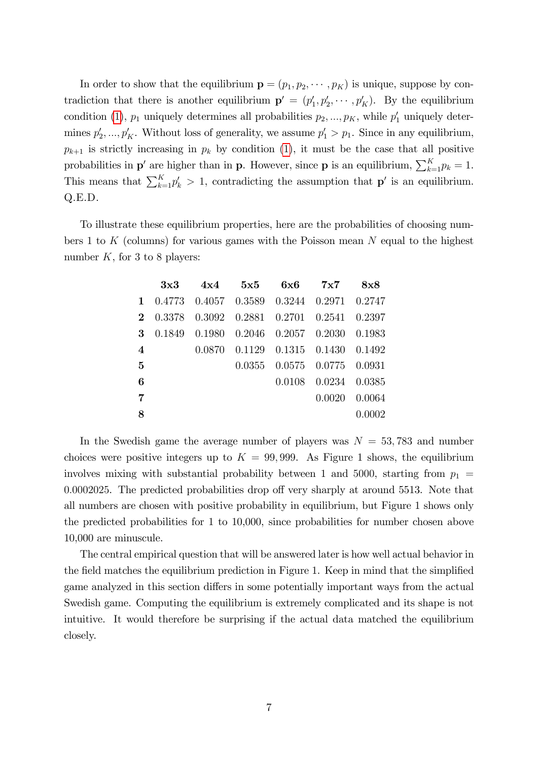In order to show that the equilibrium $\mathbf{p} = (p_1, p_2, \cdots, p_K)$ is unique, suppose by contradiction that there is another equilibrium $\mathbf{p}' = (p'_1, p'_2, \cdots, p'_K)$. By the equilibrium condition (1), $p_1$ uniquely determines all probabilities $p_2, ..., p_K$, while $p'_1$ uniquely determines $p'_2, ..., p'_K$. Without loss of generality, we assume $p'_1 > p_1$. Since in any equilibrium, $p_{k+1}$ is strictly increasing in $p_k$ by condition (1), it must be the case that all positive probabilities in $\mathbf{p}'$ are higher than in $\mathbf{p}$. However, since $\mathbf{p}$ is an equilibrium, $\sum_{k=1}^{K} p_k = 1$. This means that $\sum_{k=1}^{K} p'_k > 1$, contradicting the assumption that $\mathbf{p}'$ is an equilibrium. Q.E.D.

To illustrate these equilibrium properties, here are the probabilities of choosing numbers 1 to $K$ (columns) for various games with the Poisson mean $N$ equal to the highest number $K$, for 3 to 8 players:

| | **3x3** | **4x4** | **5x5** | **6x6** | **7x7** | **8x8** |
|---|---|---|---|---|---|---|
| **1** | 0.4773 | 0.4057 | 0.3589 | 0.3244 | 0.2971 | 0.2747 |
| **2** | 0.3378 | 0.3092 | 0.2881 | 0.2701 | 0.2541 | 0.2397 |
| **3** | 0.1849 | 0.1980 | 0.2046 | 0.2057 | 0.2030 | 0.1983 |
| **4** | | 0.0870 | 0.1129 | 0.1315 | 0.1430 | 0.1492 |
| **5** | | | 0.0355 | 0.0575 | 0.0775 | 0.0931 |
| **6** | | | | 0.0108 | 0.0234 | 0.0385 |
| **7** | | | | | 0.0020 | 0.0064 |
| **8** | | | | | | 0.0002 |

In the Swedish game the average number of players was $N = 53,783$ and number choices were positive integers up to $K = 99,999$. As Figure 1 shows, the equilibrium involves mixing with substantial probability between 1 and 5000, starting from $p_1 = 0.0002025$. The predicted probabilities drop off very sharply at around 5513. Note that all numbers are chosen with positive probability in equilibrium, but Figure 1 shows only the predicted probabilities for 1 to 10,000, since probabilities for number chosen above 10,000 are minuscule.

The central empirical question that will be answered later is how well actual behavior in the field matches the equilibrium prediction in Figure 1. Keep in mind that the simplified game analyzed in this section differs in some potentially important ways from the actual Swedish game. Computing the equilibrium is extremely complicated and its shape is not intuitive. It would therefore be surprising if the actual data matched the equilibrium closely.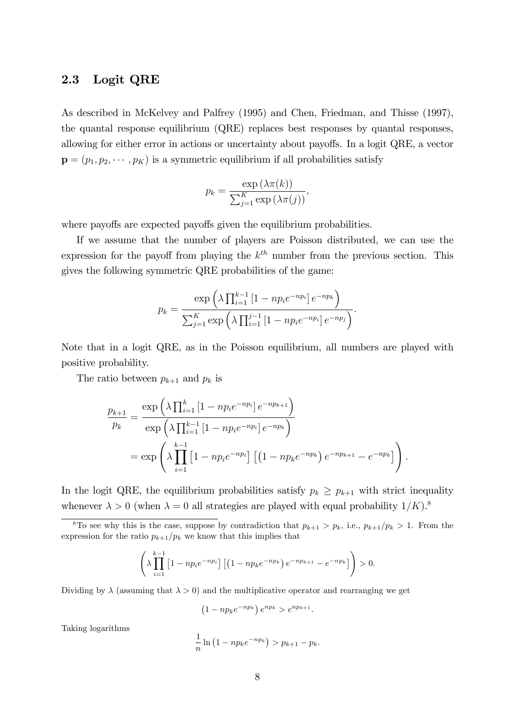### 2.3 Logit QRE

As described in McKelvey and Palfrey (1995) and Chen, Friedman, and Thisse (1997), the quantal response equilibrium (QRE) replaces best responses by quantal responses, allowing for either error in actions or uncertainty about payoffs. In a logit QRE, a vector $\mathbf{p} = (p_1, p_2, \cdots, p_K)$ is a symmetric equilibrium if all probabilities satisfy

$$p_k = \frac{\exp(\lambda \pi(k))}{\sum_{j=1}^{K} \exp(\lambda \pi(j))},$$

where payoffs are expected payoffs given the equilibrium probabilities.

If we assume that the number of players are Poisson distributed, we can use the expression for the payoff from playing the $k^{th}$ number from the previous section. This gives the following symmetric QRE probabilities of the game:

$$p_k = \frac{\exp\left(\lambda \prod_{i=1}^{k-1} \left[1 - np_i e^{-np_i}\right] e^{-np_k}\right)}{\sum_{j=1}^{K} \exp\left(\lambda \prod_{i=1}^{j-1} \left[1 - np_i e^{-np_i}\right] e^{-np_j}\right)}.$$

Note that in a logit QRE, as in the Poisson equilibrium, all numbers are played with positive probability.

The ratio between $p_{k+1}$ and $p_k$ is

$$\begin{aligned}
\frac{p_{k+1}}{p_k} &= \frac{\exp\left(\lambda \prod_{i=1}^{k} \left[1 - np_i e^{-np_i}\right] e^{-np_{k+1}}\right)}{\exp\left(\lambda \prod_{i=1}^{k-1} \left[1 - np_i e^{-np_i}\right] e^{-np_k}\right)} \\
&= \exp\left(\lambda \prod_{i=1}^{k-1} \left[1 - np_i e^{-np_i}\right] \left[\left(1 - np_k e^{-np_k}\right) e^{-np_{k+1}} - e^{-np_k}\right]\right).
\end{aligned}$$

In the logit QRE, the equilibrium probabilities satisfy $p_k \geq p_{k+1}$ with strict inequality whenever $\lambda > 0$ (when $\lambda = 0$ all strategies are played with equal probability $1/K$).[8]

[8] To see why this is the case, suppose by contradiction that $p_{k+1} > p_k$, i.e., $p_{k+1}/p_k > 1$. From the expression for the ratio $p_{k+1}/p_k$ we know that this implies that

$$\left(\lambda \prod_{i=1}^{k-1} \left[1 - np_i e^{-np_i}\right] \left[\left(1 - np_k e^{-np_k}\right) e^{-np_{k+1}} - e^{-np_k}\right]\right) > 0.$$

Dividing by $\lambda$ (assuming that $\lambda > 0$) and the multiplicative operator and rearranging we get

$$\left(1 - np_k e^{-np_k}\right) e^{np_k} > e^{np_{k+1}}.$$

Taking logarithms

$$\frac{1}{n} \ln\left(1 - np_k e^{-np_k}\right) > p_{k+1} - p_k.$$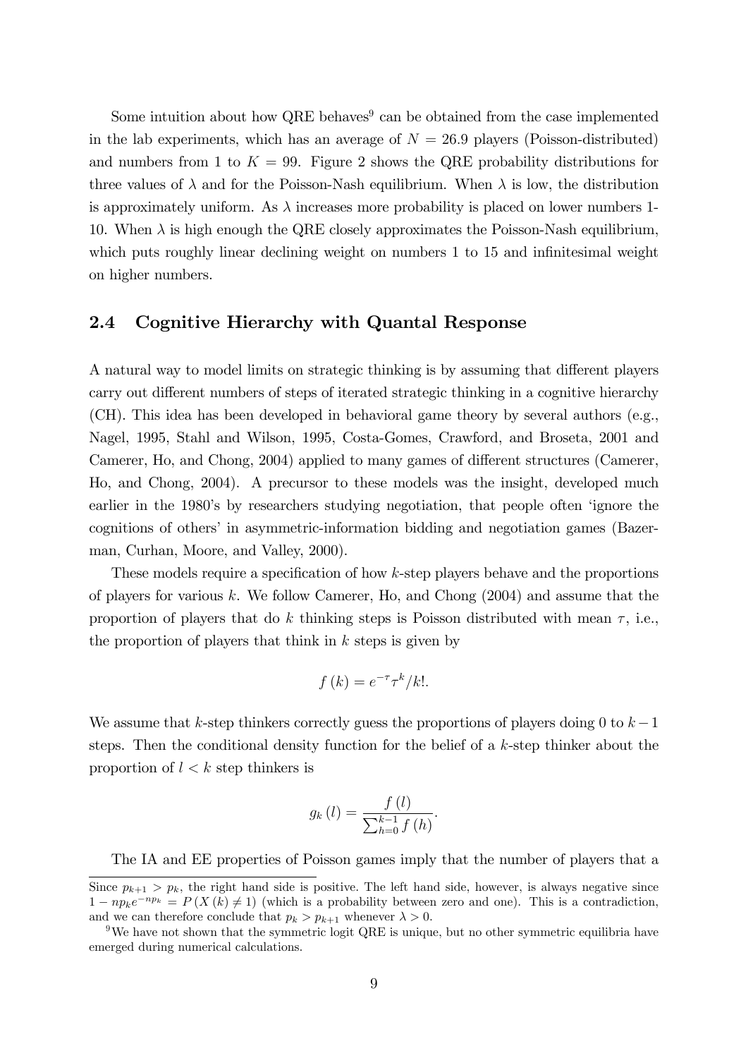Some intuition about how QRE behaves[9] can be obtained from the case implemented in the lab experiments, which has an average of $N = 26.9$ players (Poisson-distributed) and numbers from 1 to $K = 99$. Figure 2 shows the QRE probability distributions for three values of $\lambda$ and for the Poisson-Nash equilibrium. When $\lambda$ is low, the distribution is approximately uniform. As $\lambda$ increases more probability is placed on lower numbers 1-10. When $\lambda$ is high enough the QRE closely approximates the Poisson-Nash equilibrium, which puts roughly linear declining weight on numbers 1 to 15 and infinitesimal weight on higher numbers.

## 2.4 Cognitive Hierarchy with Quantal Response

A natural way to model limits on strategic thinking is by assuming that different players carry out different numbers of steps of iterated strategic thinking in a cognitive hierarchy (CH). This idea has been developed in behavioral game theory by several authors (e.g., Nagel, 1995, Stahl and Wilson, 1995, Costa-Gomes, Crawford, and Broseta, 2001 and Camerer, Ho, and Chong, 2004) applied to many games of different structures (Camerer, Ho, and Chong, 2004). A precursor to these models was the insight, developed much earlier in the 1980's by researchers studying negotiation, that people often 'ignore the cognitions of others' in asymmetric-information bidding and negotiation games (Bazerman, Curhan, Moore, and Valley, 2000).

These models require a specification of how $k$-step players behave and the proportions of players for various $k$. We follow Camerer, Ho, and Chong (2004) and assume that the proportion of players that do $k$ thinking steps is Poisson distributed with mean $\tau$, i.e., the proportion of players that think in $k$ steps is given by

$$f(k) = e^{-\tau}\tau^k/k!.$$

We assume that $k$-step thinkers correctly guess the proportions of players doing 0 to $k-1$ steps. Then the conditional density function for the belief of a $k$-step thinker about the proportion of $l < k$ step thinkers is

$$g_k(l) = \frac{f(l)}{\sum_{h=0}^{k-1} f(h)}.$$

The IA and EE properties of Poisson games imply that the number of players that a

---

Since $p_{k+1} > p_k$, the right hand side is positive. The left hand side, however, is always negative since $1 - np_k e^{-np_k} = P(X(k) \neq 1)$ (which is a probability between zero and one). This is a contradiction, and we can therefore conclude that $p_k > p_{k+1}$ whenever $\lambda > 0$.

[9] We have not shown that the symmetric logit QRE is unique, but no other symmetric equilibria have emerged during numerical calculations.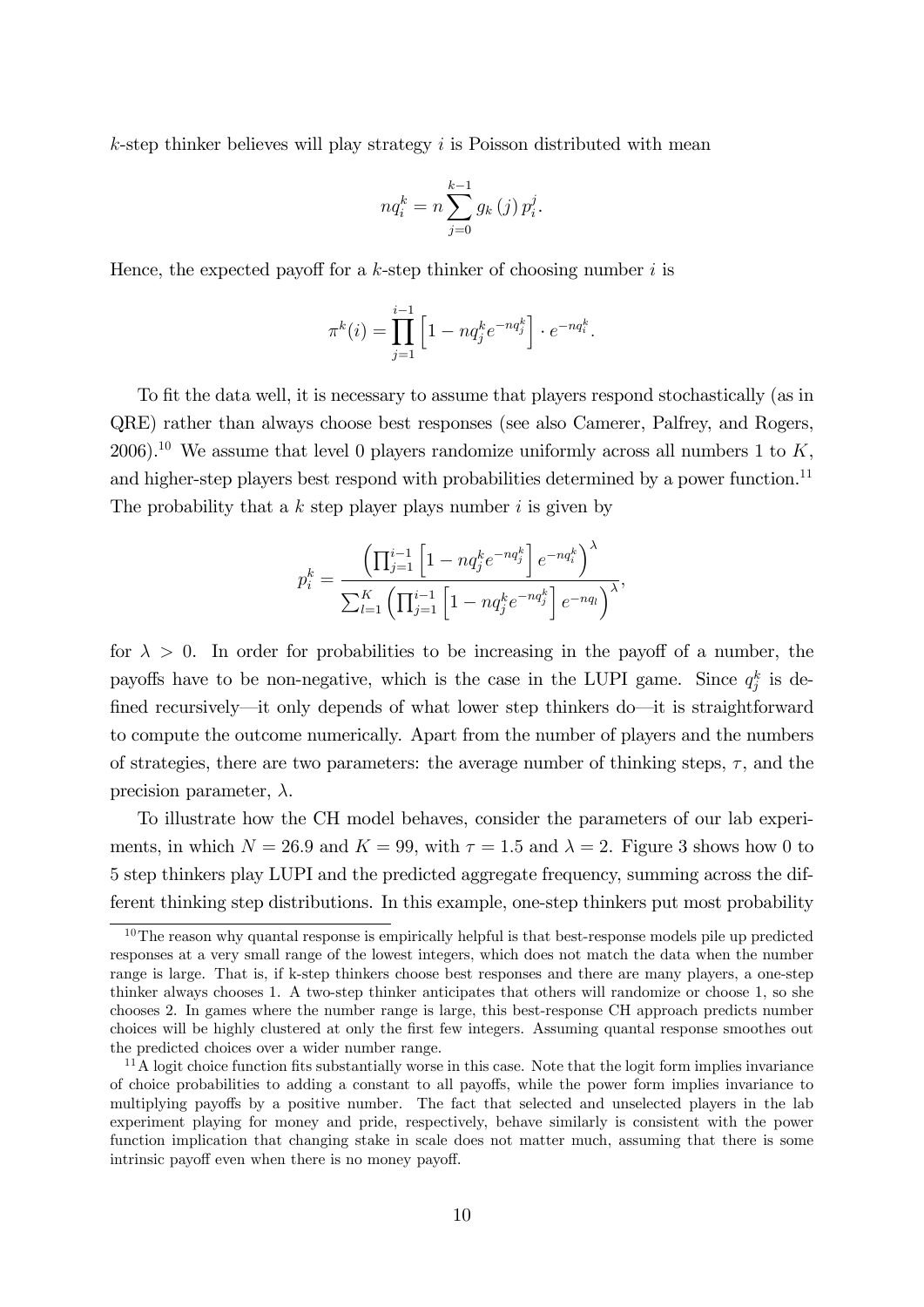$k$-step thinker believes will play strategy $i$ is Poisson distributed with mean

$$nq_i^k = n \sum_{j=0}^{k-1} g_k(j)\, p_i^j.$$

Hence, the expected payoff for a $k$-step thinker of choosing number $i$ is

$$\pi^k(i) = \prod_{j=1}^{i-1} \left[1 - nq_j^k e^{-nq_j^k}\right] \cdot e^{-nq_i^k}.$$

To fit the data well, it is necessary to assume that players respond stochastically (as in QRE) rather than always choose best responses (see also Camerer, Palfrey, and Rogers, 2006).[10] We assume that level 0 players randomize uniformly across all numbers 1 to $K$, and higher-step players best respond with probabilities determined by a power function.[11] The probability that a $k$ step player plays number $i$ is given by

$$p_i^k = \frac{\left(\prod_{j=1}^{i-1} \left[1 - nq_j^k e^{-nq_j^k}\right] e^{-nq_i^k}\right)^{\lambda}}{\sum_{l=1}^{K} \left(\prod_{j=1}^{i-1} \left[1 - nq_j^k e^{-nq_j^k}\right] e^{-nq_l}\right)^{\lambda}},$$

for $\lambda > 0$. In order for probabilities to be increasing in the payoff of a number, the payoffs have to be non-negative, which is the case in the LUPI game. Since $q_j^k$ is defined recursively—it only depends of what lower step thinkers do—it is straightforward to compute the outcome numerically. Apart from the number of players and the numbers of strategies, there are two parameters: the average number of thinking steps, $\tau$, and the precision parameter, $\lambda$.

To illustrate how the CH model behaves, consider the parameters of our lab experiments, in which $N = 26.9$ and $K = 99$, with $\tau = 1.5$ and $\lambda = 2$. Figure 3 shows how 0 to 5 step thinkers play LUPI and the predicted aggregate frequency, summing across the different thinking step distributions. In this example, one-step thinkers put most probability

---

[10] The reason why quantal response is empirically helpful is that best-response models pile up predicted responses at a very small range of the lowest integers, which does not match the data when the number range is large. That is, if k-step thinkers choose best responses and there are many players, a one-step thinker always chooses 1. A two-step thinker anticipates that others will randomize or choose 1, so she chooses 2. In games where the number range is large, this best-response CH approach predicts number choices will be highly clustered at only the first few integers. Assuming quantal response smoothes out the predicted choices over a wider number range.

[11] A logit choice function fits substantially worse in this case. Note that the logit form implies invariance of choice probabilities to adding a constant to all payoffs, while the power form implies invariance to multiplying payoffs by a positive number. The fact that selected and unselected players in the lab experiment playing for money and pride, respectively, behave similarly is consistent with the power function implication that changing stake in scale does not matter much, assuming that there is some intrinsic payoff even when there is no money payoff.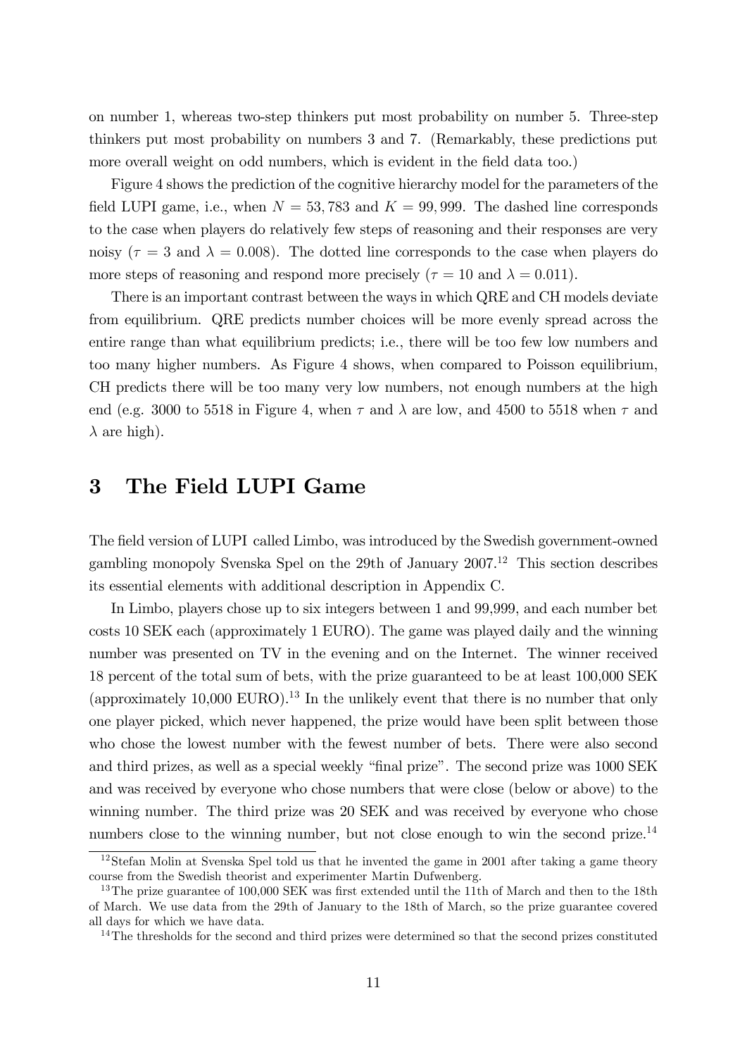on number 1, whereas two-step thinkers put most probability on number 5. Three-step thinkers put most probability on numbers 3 and 7. (Remarkably, these predictions put more overall weight on odd numbers, which is evident in the field data too.)

Figure 4 shows the prediction of the cognitive hierarchy model for the parameters of the field LUPI game, i.e., when $N = 53,783$ and $K = 99,999$. The dashed line corresponds to the case when players do relatively few steps of reasoning and their responses are very noisy ($\tau = 3$ and $\lambda = 0.008$). The dotted line corresponds to the case when players do more steps of reasoning and respond more precisely ($\tau = 10$ and $\lambda = 0.011$).

There is an important contrast between the ways in which QRE and CH models deviate from equilibrium. QRE predicts number choices will be more evenly spread across the entire range than what equilibrium predicts; i.e., there will be too few low numbers and too many higher numbers. As Figure 4 shows, when compared to Poisson equilibrium, CH predicts there will be too many very low numbers, not enough numbers at the high end (e.g. 3000 to 5518 in Figure 4, when $\tau$ and $\lambda$ are low, and 4500 to 5518 when $\tau$ and $\lambda$ are high).

# 3 The Field LUPI Game

The field version of LUPI called Limbo, was introduced by the Swedish government-owned gambling monopoly Svenska Spel on the 29th of January 2007.[12] This section describes its essential elements with additional description in Appendix C.

In Limbo, players chose up to six integers between 1 and 99,999, and each number bet costs 10 SEK each (approximately 1 EURO). The game was played daily and the winning number was presented on TV in the evening and on the Internet. The winner received 18 percent of the total sum of bets, with the prize guaranteed to be at least 100,000 SEK (approximately 10,000 EURO).[13] In the unlikely event that there is no number that only one player picked, which never happened, the prize would have been split between those who chose the lowest number with the fewest number of bets. There were also second and third prizes, as well as a special weekly "final prize". The second prize was 1000 SEK and was received by everyone who chose numbers that were close (below or above) to the winning number. The third prize was 20 SEK and was received by everyone who chose numbers close to the winning number, but not close enough to win the second prize.[14]

[12] Stefan Molin at Svenska Spel told us that he invented the game in 2001 after taking a game theory course from the Swedish theorist and experimenter Martin Dufwenberg.

[13] The prize guarantee of 100,000 SEK was first extended until the 11th of March and then to the 18th of March. We use data from the 29th of January to the 18th of March, so the prize guarantee covered all days for which we have data.

[14] The thresholds for the second and third prizes were determined so that the second prizes constituted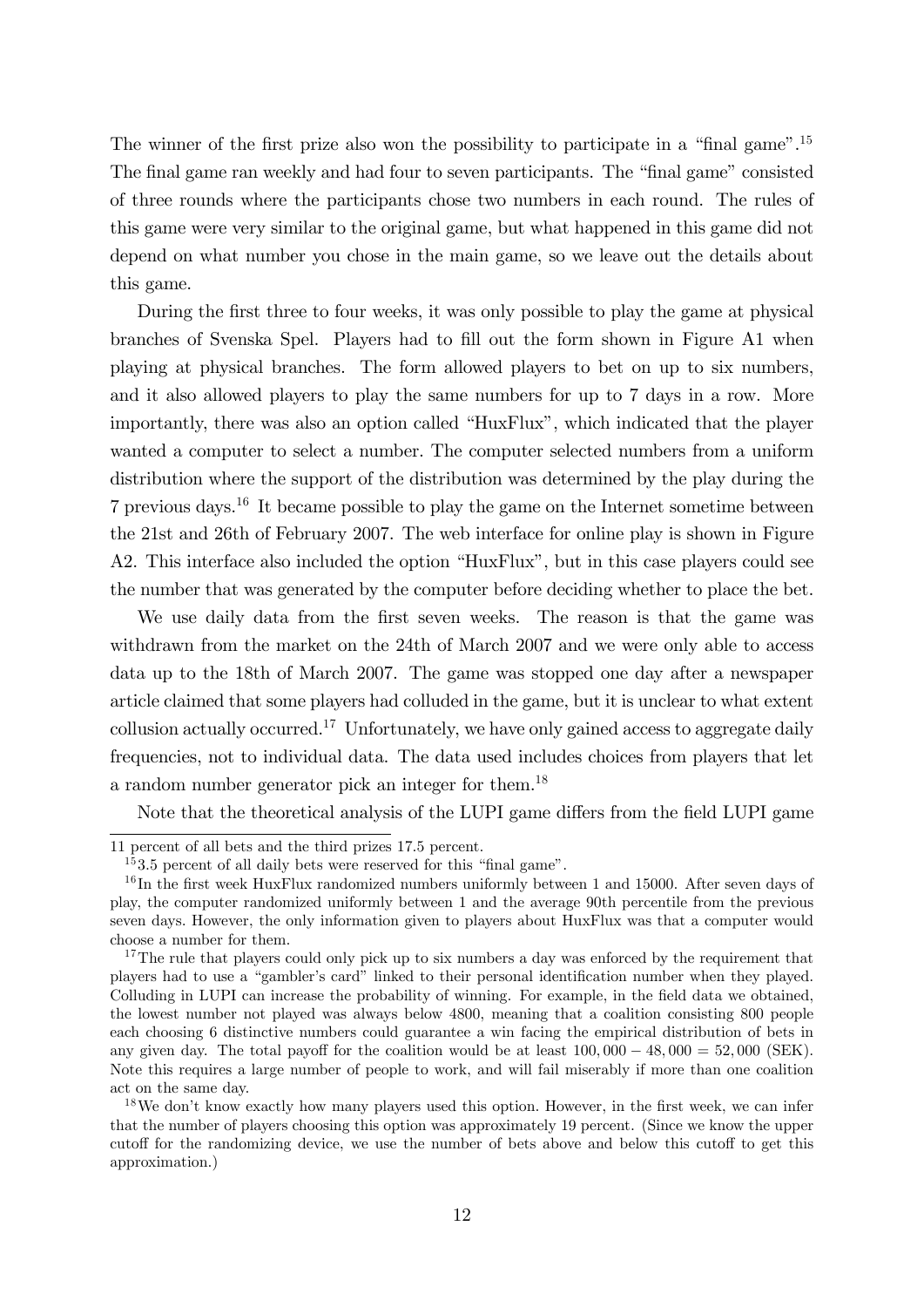The winner of the first prize also won the possibility to participate in a "final game".[15] The final game ran weekly and had four to seven participants. The "final game" consisted of three rounds where the participants chose two numbers in each round. The rules of this game were very similar to the original game, but what happened in this game did not depend on what number you chose in the main game, so we leave out the details about this game.

During the first three to four weeks, it was only possible to play the game at physical branches of Svenska Spel. Players had to fill out the form shown in Figure A1 when playing at physical branches. The form allowed players to bet on up to six numbers, and it also allowed players to play the same numbers for up to 7 days in a row. More importantly, there was also an option called "HuxFlux", which indicated that the player wanted a computer to select a number. The computer selected numbers from a uniform distribution where the support of the distribution was determined by the play during the 7 previous days.[16] It became possible to play the game on the Internet sometime between the 21st and 26th of February 2007. The web interface for online play is shown in Figure A2. This interface also included the option "HuxFlux", but in this case players could see the number that was generated by the computer before deciding whether to place the bet.

We use daily data from the first seven weeks. The reason is that the game was withdrawn from the market on the 24th of March 2007 and we were only able to access data up to the 18th of March 2007. The game was stopped one day after a newspaper article claimed that some players had colluded in the game, but it is unclear to what extent collusion actually occurred.[17] Unfortunately, we have only gained access to aggregate daily frequencies, not to individual data. The data used includes choices from players that let a random number generator pick an integer for them.[18]

Note that the theoretical analysis of the LUPI game differs from the field LUPI game

---

11 percent of all bets and the third prizes 17.5 percent.

[15] 3.5 percent of all daily bets were reserved for this "final game".

[16] In the first week HuxFlux randomized numbers uniformly between 1 and 15000. After seven days of play, the computer randomized uniformly between 1 and the average 90th percentile from the previous seven days. However, the only information given to players about HuxFlux was that a computer would choose a number for them.

[17] The rule that players could only pick up to six numbers a day was enforced by the requirement that players had to use a "gambler's card" linked to their personal identification number when they played. Colluding in LUPI can increase the probability of winning. For example, in the field data we obtained, the lowest number not played was always below 4800, meaning that a coalition consisting 800 people each choosing 6 distinctive numbers could guarantee a win facing the empirical distribution of bets in any given day. The total payoff for the coalition would be at least $100,000 - 48,000 = 52,000$ (SEK). Note this requires a large number of people to work, and will fail miserably if more than one coalition act on the same day.

[18] We don't know exactly how many players used this option. However, in the first week, we can infer that the number of players choosing this option was approximately 19 percent. (Since we know the upper cutoff for the randomizing device, we use the number of bets above and below this cutoff to get this approximation.)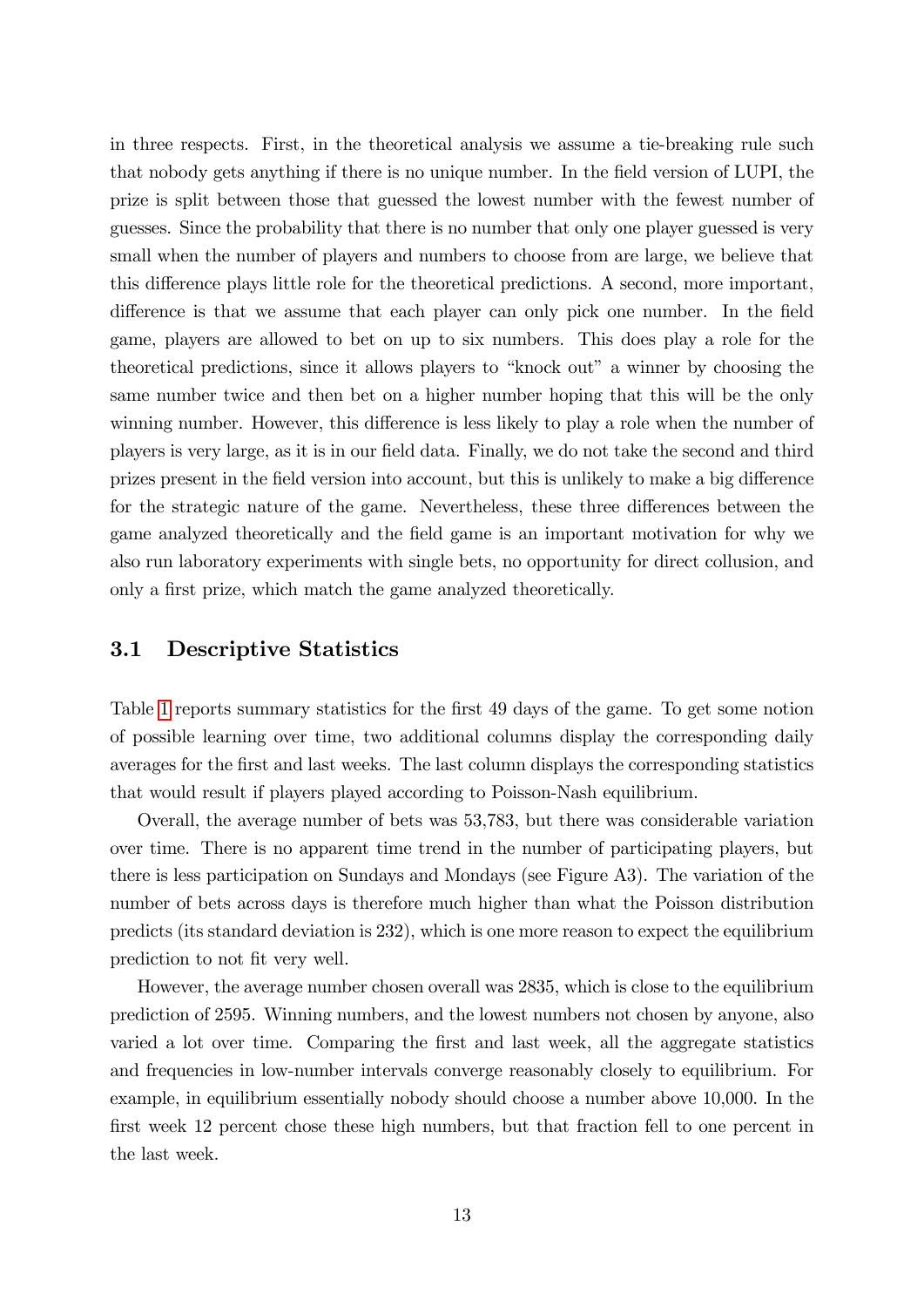in three respects. First, in the theoretical analysis we assume a tie-breaking rule such that nobody gets anything if there is no unique number. In the field version of LUPI, the prize is split between those that guessed the lowest number with the fewest number of guesses. Since the probability that there is no number that only one player guessed is very small when the number of players and numbers to choose from are large, we believe that this difference plays little role for the theoretical predictions. A second, more important, difference is that we assume that each player can only pick one number. In the field game, players are allowed to bet on up to six numbers. This does play a role for the theoretical predictions, since it allows players to "knock out" a winner by choosing the same number twice and then bet on a higher number hoping that this will be the only winning number. However, this difference is less likely to play a role when the number of players is very large, as it is in our field data. Finally, we do not take the second and third prizes present in the field version into account, but this is unlikely to make a big difference for the strategic nature of the game. Nevertheless, these three differences between the game analyzed theoretically and the field game is an important motivation for why we also run laboratory experiments with single bets, no opportunity for direct collusion, and only a first prize, which match the game analyzed theoretically.

## 3.1 Descriptive Statistics

Table 1 reports summary statistics for the first 49 days of the game. To get some notion of possible learning over time, two additional columns display the corresponding daily averages for the first and last weeks. The last column displays the corresponding statistics that would result if players played according to Poisson-Nash equilibrium.

Overall, the average number of bets was 53,783, but there was considerable variation over time. There is no apparent time trend in the number of participating players, but there is less participation on Sundays and Mondays (see Figure A3). The variation of the number of bets across days is therefore much higher than what the Poisson distribution predicts (its standard deviation is 232), which is one more reason to expect the equilibrium prediction to not fit very well.

However, the average number chosen overall was 2835, which is close to the equilibrium prediction of 2595. Winning numbers, and the lowest numbers not chosen by anyone, also varied a lot over time. Comparing the first and last week, all the aggregate statistics and frequencies in low-number intervals converge reasonably closely to equilibrium. For example, in equilibrium essentially nobody should choose a number above 10,000. In the first week 12 percent chose these high numbers, but that fraction fell to one percent in the last week.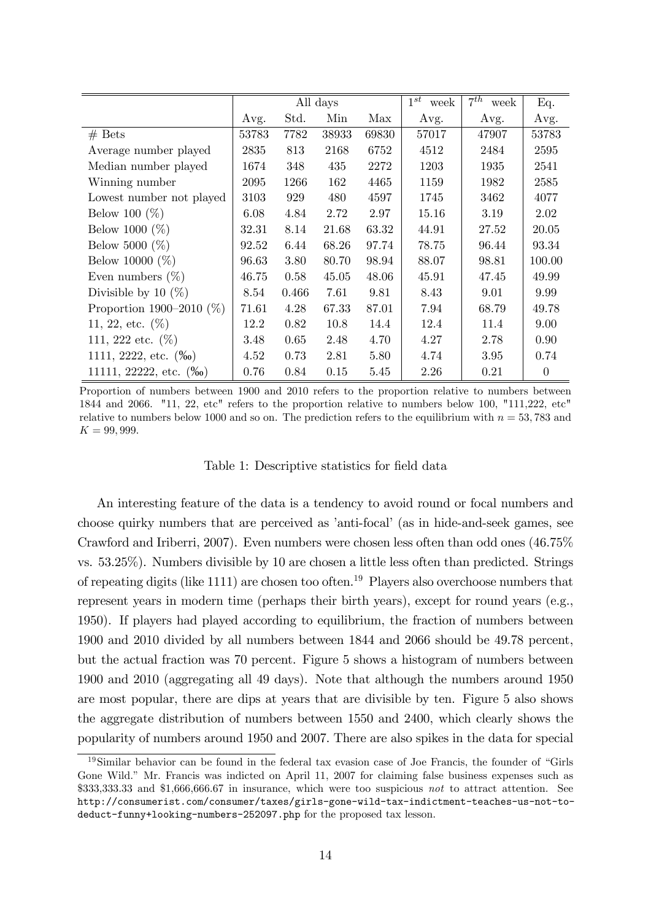| | All days | | | | $1^{st}$ week | $7^{th}$ week | Eq. |
|---|---|---|---|---|---|---|---|
| | Avg. | Std. | Min | Max | Avg. | Avg. | Avg. |
| # Bets | 53783 | 7782 | 38933 | 69830 | 57017 | 47907 | 53783 |
| Average number played | 2835 | 813 | 2168 | 6752 | 4512 | 2484 | 2595 |
| Median number played | 1674 | 348 | 435 | 2272 | 1203 | 1935 | 2541 |
| Winning number | 2095 | 1266 | 162 | 4465 | 1159 | 1982 | 2585 |
| Lowest number not played | 3103 | 929 | 480 | 4597 | 1745 | 3462 | 4077 |
| Below 100 (%) | 6.08 | 4.84 | 2.72 | 2.97 | 15.16 | 3.19 | 2.02 |
| Below 1000 (%) | 32.31 | 8.14 | 21.68 | 63.32 | 44.91 | 27.52 | 20.05 |
| Below 5000 (%) | 92.52 | 6.44 | 68.26 | 97.74 | 78.75 | 96.44 | 93.34 |
| Below 10000 (%) | 96.63 | 3.80 | 80.70 | 98.94 | 88.07 | 98.81 | 100.00 |
| Even numbers (%) | 46.75 | 0.58 | 45.05 | 48.06 | 45.91 | 47.45 | 49.99 |
| Divisible by 10 (%) | 8.54 | 0.466 | 7.61 | 9.81 | 8.43 | 9.01 | 9.99 |
| Proportion 1900–2010 (%) | 71.61 | 4.28 | 67.33 | 87.01 | 7.94 | 68.79 | 49.78 |
| 11, 22, etc. (%) | 12.2 | 0.82 | 10.8 | 14.4 | 12.4 | 11.4 | 9.00 |
| 111, 222 etc. (%) | 3.48 | 0.65 | 2.48 | 4.70 | 4.27 | 2.78 | 0.90 |
| 1111, 2222, etc. (‰) | 4.52 | 0.73 | 2.81 | 5.80 | 4.74 | 3.95 | 0.74 |
| 11111, 22222, etc. (‰) | 0.76 | 0.84 | 0.15 | 5.45 | 2.26 | 0.21 | 0 |

Proportion of numbers between 1900 and 2010 refers to the proportion relative to numbers between 1844 and 2066. "11, 22, etc" refers to the proportion relative to numbers below 100, "111,222, etc" relative to numbers below 1000 and so on. The prediction refers to the equilibrium with $n = 53,783$ and $K = 99,999$.

Table 1: Descriptive statistics for field data

An interesting feature of the data is a tendency to avoid round or focal numbers and choose quirky numbers that are perceived as 'anti-focal' (as in hide-and-seek games, see Crawford and Iriberri, 2007). Even numbers were chosen less often than odd ones (46.75% vs. 53.25%). Numbers divisible by 10 are chosen a little less often than predicted. Strings of repeating digits (like 1111) are chosen too often.[19] Players also overchoose numbers that represent years in modern time (perhaps their birth years), except for round years (e.g., 1950). If players had played according to equilibrium, the fraction of numbers between 1900 and 2010 divided by all numbers between 1844 and 2066 should be 49.78 percent, but the actual fraction was 70 percent. Figure 5 shows a histogram of numbers between 1900 and 2010 (aggregating all 49 days). Note that although the numbers around 1950 are most popular, there are dips at years that are divisible by ten. Figure 5 also shows the aggregate distribution of numbers between 1550 and 2400, which clearly shows the popularity of numbers around 1950 and 2007. There are also spikes in the data for special

[19] Similar behavior can be found in the federal tax evasion case of Joe Francis, the founder of "Girls Gone Wild." Mr. Francis was indicted on April 11, 2007 for claiming false business expenses such as $333,333.33 and $1,666,666.67 in insurance, which were too suspicious *not* to attract attention. See http://consumerist.com/consumer/taxes/girls-gone-wild-tax-indictment-teaches-us-not-to-deduct-funny+looking-numbers-252097.php for the proposed tax lesson.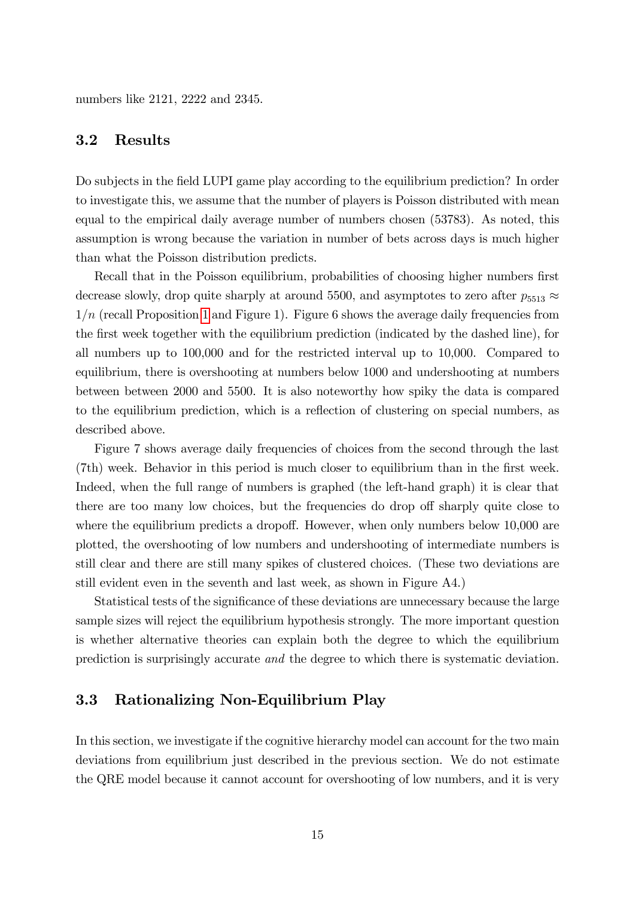numbers like 2121, 2222 and 2345.

### 3.2 Results

Do subjects in the field LUPI game play according to the equilibrium prediction? In order to investigate this, we assume that the number of players is Poisson distributed with mean equal to the empirical daily average number of numbers chosen (53783). As noted, this assumption is wrong because the variation in number of bets across days is much higher than what the Poisson distribution predicts.

Recall that in the Poisson equilibrium, probabilities of choosing higher numbers first decrease slowly, drop quite sharply at around 5500, and asymptotes to zero after $p_{5513} \approx 1/n$ (recall Proposition 1 and Figure 1). Figure 6 shows the average daily frequencies from the first week together with the equilibrium prediction (indicated by the dashed line), for all numbers up to 100,000 and for the restricted interval up to 10,000. Compared to equilibrium, there is overshooting at numbers below 1000 and undershooting at numbers between between 2000 and 5500. It is also noteworthy how spiky the data is compared to the equilibrium prediction, which is a reflection of clustering on special numbers, as described above.

Figure 7 shows average daily frequencies of choices from the second through the last (7th) week. Behavior in this period is much closer to equilibrium than in the first week. Indeed, when the full range of numbers is graphed (the left-hand graph) it is clear that there are too many low choices, but the frequencies do drop off sharply quite close to where the equilibrium predicts a dropoff. However, when only numbers below 10,000 are plotted, the overshooting of low numbers and undershooting of intermediate numbers is still clear and there are still many spikes of clustered choices. (These two deviations are still evident even in the seventh and last week, as shown in Figure A4.)

Statistical tests of the significance of these deviations are unnecessary because the large sample sizes will reject the equilibrium hypothesis strongly. The more important question is whether alternative theories can explain both the degree to which the equilibrium prediction is surprisingly accurate *and* the degree to which there is systematic deviation.

### 3.3 Rationalizing Non-Equilibrium Play

In this section, we investigate if the cognitive hierarchy model can account for the two main deviations from equilibrium just described in the previous section. We do not estimate the QRE model because it cannot account for overshooting of low numbers, and it is very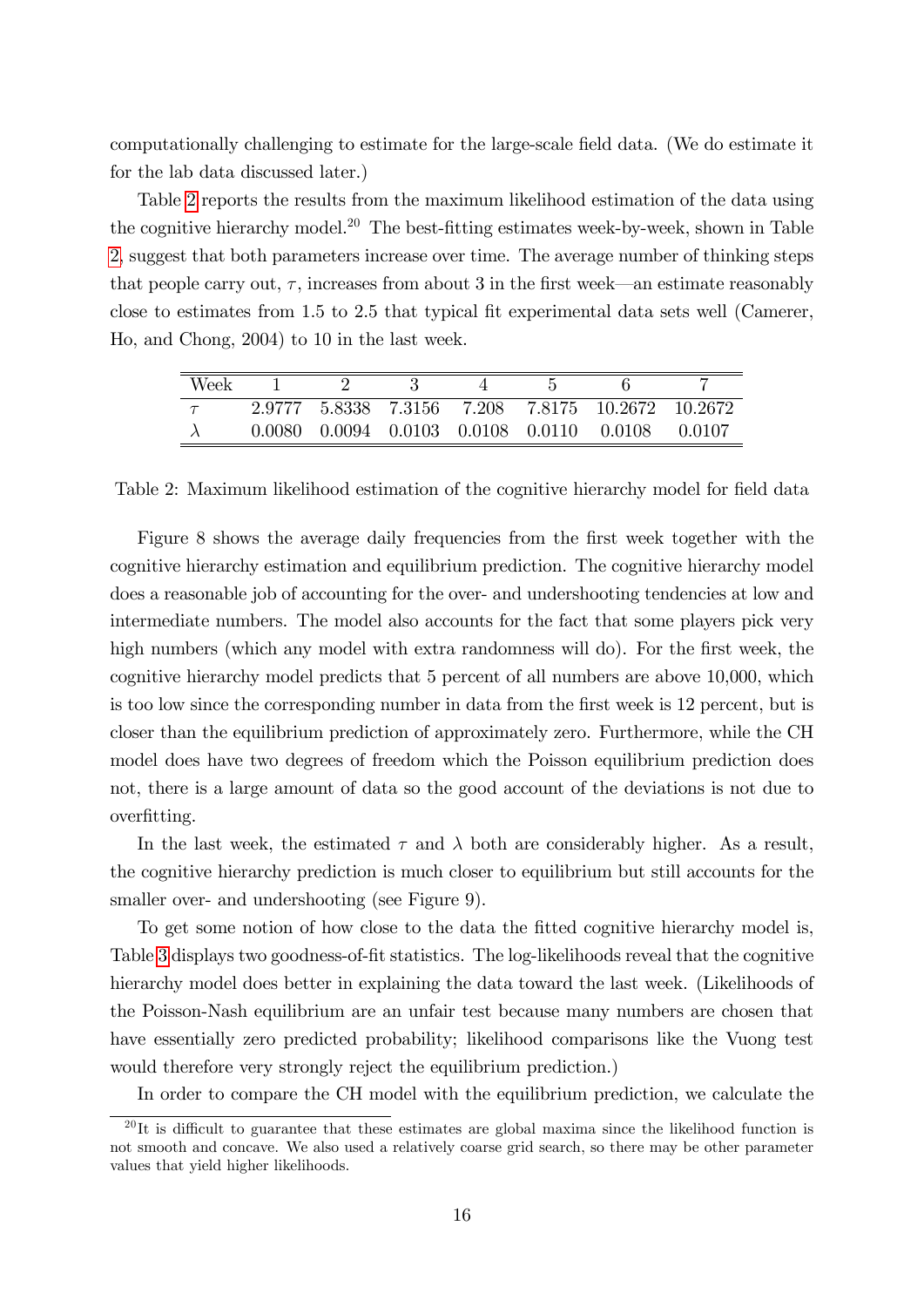computationally challenging to estimate for the large-scale field data. (We do estimate it for the lab data discussed later.)

Table 2 reports the results from the maximum likelihood estimation of the data using the cognitive hierarchy model.[20] The best-fitting estimates week-by-week, shown in Table 2, suggest that both parameters increase over time. The average number of thinking steps that people carry out, $\tau$, increases from about 3 in the first week—an estimate reasonably close to estimates from 1.5 to 2.5 that typical fit experimental data sets well (Camerer, Ho, and Chong, 2004) to 10 in the last week.

| Week | 1 | 2 | 3 | 4 | 5 | 6 | 7 |
|---|---|---|---|---|---|---|---|
| $\tau$ | 2.9777 | 5.8338 | 7.3156 | 7.208 | 7.8175 | 10.2672 | 10.2672 |
| $\lambda$ | 0.0080 | 0.0094 | 0.0103 | 0.0108 | 0.0110 | 0.0108 | 0.0107 |

Table 2: Maximum likelihood estimation of the cognitive hierarchy model for field data

Figure 8 shows the average daily frequencies from the first week together with the cognitive hierarchy estimation and equilibrium prediction. The cognitive hierarchy model does a reasonable job of accounting for the over- and undershooting tendencies at low and intermediate numbers. The model also accounts for the fact that some players pick very high numbers (which any model with extra randomness will do). For the first week, the cognitive hierarchy model predicts that 5 percent of all numbers are above 10,000, which is too low since the corresponding number in data from the first week is 12 percent, but is closer than the equilibrium prediction of approximately zero. Furthermore, while the CH model does have two degrees of freedom which the Poisson equilibrium prediction does not, there is a large amount of data so the good account of the deviations is not due to overfitting.

In the last week, the estimated $\tau$ and $\lambda$ both are considerably higher. As a result, the cognitive hierarchy prediction is much closer to equilibrium but still accounts for the smaller over- and undershooting (see Figure 9).

To get some notion of how close to the data the fitted cognitive hierarchy model is, Table 3 displays two goodness-of-fit statistics. The log-likelihoods reveal that the cognitive hierarchy model does better in explaining the data toward the last week. (Likelihoods of the Poisson-Nash equilibrium are an unfair test because many numbers are chosen that have essentially zero predicted probability; likelihood comparisons like the Vuong test would therefore very strongly reject the equilibrium prediction.)

In order to compare the CH model with the equilibrium prediction, we calculate the

[20] It is difficult to guarantee that these estimates are global maxima since the likelihood function is not smooth and concave. We also used a relatively coarse grid search, so there may be other parameter values that yield higher likelihoods.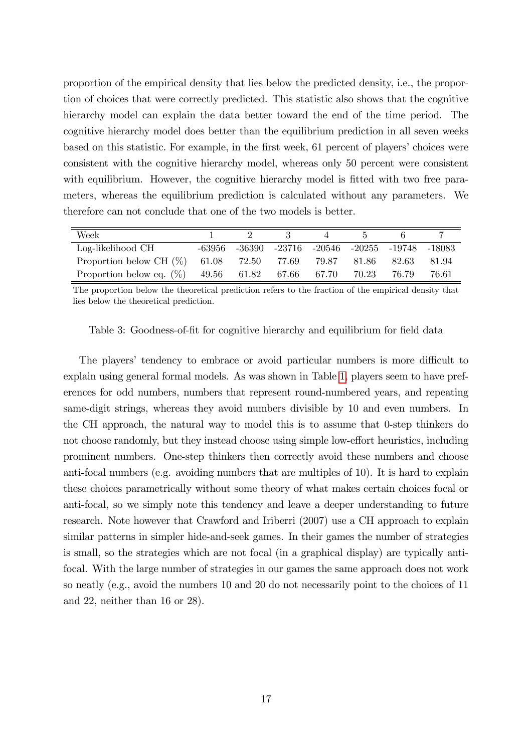proportion of the empirical density that lies below the predicted density, i.e., the proportion of choices that were correctly predicted. This statistic also shows that the cognitive hierarchy model can explain the data better toward the end of the time period. The cognitive hierarchy model does better than the equilibrium prediction in all seven weeks based on this statistic. For example, in the first week, 61 percent of players' choices were consistent with the cognitive hierarchy model, whereas only 50 percent were consistent with equilibrium. However, the cognitive hierarchy model is fitted with two free parameters, whereas the equilibrium prediction is calculated without any parameters. We therefore can not conclude that one of the two models is better.

| Week | 1 | 2 | 3 | 4 | 5 | 6 | 7 |
|---|---|---|---|---|---|---|---|
| Log-likelihood CH | -63956 | -36390 | -23716 | -20546 | -20255 | -19748 | -18083 |
| Proportion below CH (%) | 61.08 | 72.50 | 77.69 | 79.87 | 81.86 | 82.63 | 81.94 |
| Proportion below eq. (%) | 49.56 | 61.82 | 67.66 | 67.70 | 70.23 | 76.79 | 76.61 |

The proportion below the theoretical prediction refers to the fraction of the empirical density that lies below the theoretical prediction.

Table 3: Goodness-of-fit for cognitive hierarchy and equilibrium for field data

The players' tendency to embrace or avoid particular numbers is more difficult to explain using general formal models. As was shown in Table 1, players seem to have preferences for odd numbers, numbers that represent round-numbered years, and repeating same-digit strings, whereas they avoid numbers divisible by 10 and even numbers. In the CH approach, the natural way to model this is to assume that 0-step thinkers do not choose randomly, but they instead choose using simple low-effort heuristics, including prominent numbers. One-step thinkers then correctly avoid these numbers and choose anti-focal numbers (e.g. avoiding numbers that are multiples of 10). It is hard to explain these choices parametrically without some theory of what makes certain choices focal or anti-focal, so we simply note this tendency and leave a deeper understanding to future research. Note however that Crawford and Iriberri (2007) use a CH approach to explain similar patterns in simpler hide-and-seek games. In their games the number of strategies is small, so the strategies which are not focal (in a graphical display) are typically anti-focal. With the large number of strategies in our games the same approach does not work so neatly (e.g., avoid the numbers 10 and 20 do not necessarily point to the choices of 11 and 22, neither than 16 or 28).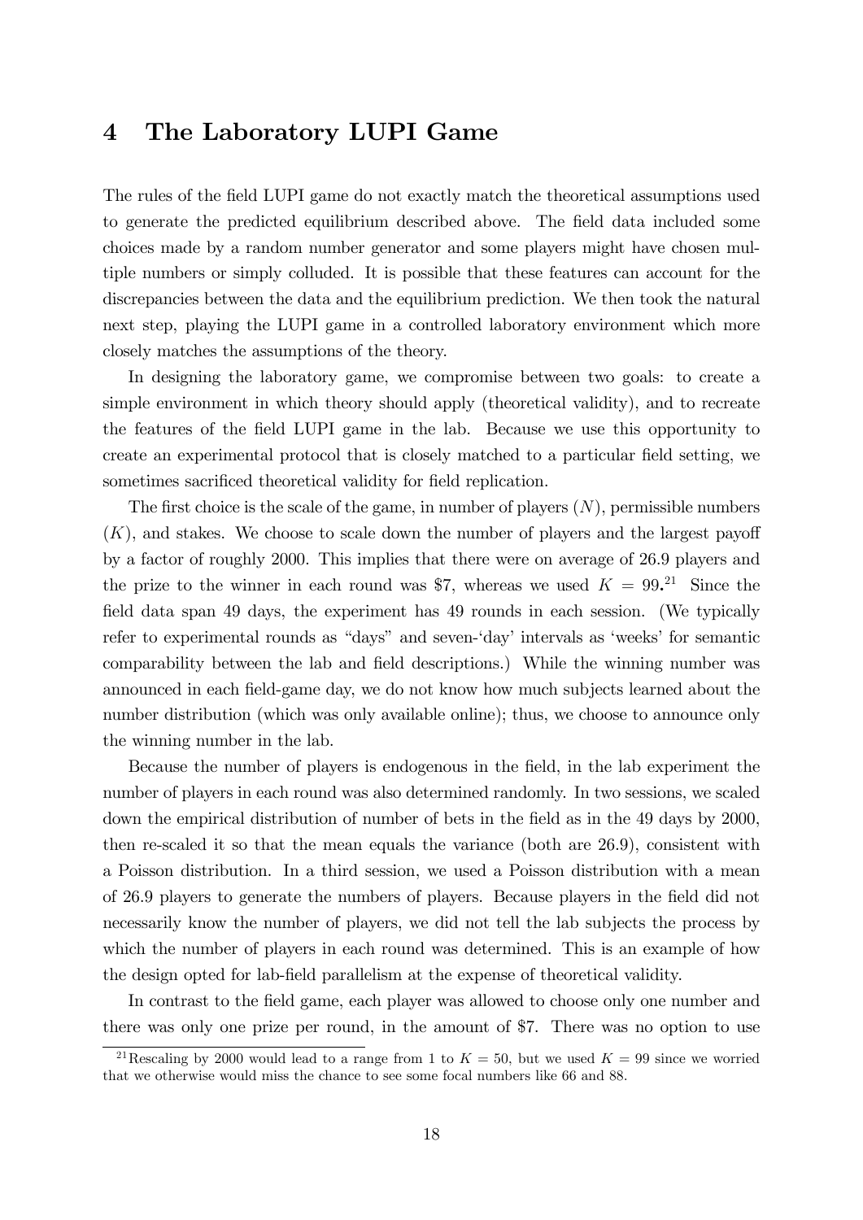## 4 The Laboratory LUPI Game

The rules of the field LUPI game do not exactly match the theoretical assumptions used to generate the predicted equilibrium described above. The field data included some choices made by a random number generator and some players might have chosen multiple numbers or simply colluded. It is possible that these features can account for the discrepancies between the data and the equilibrium prediction. We then took the natural next step, playing the LUPI game in a controlled laboratory environment which more closely matches the assumptions of the theory.

In designing the laboratory game, we compromise between two goals: to create a simple environment in which theory should apply (theoretical validity), and to recreate the features of the field LUPI game in the lab. Because we use this opportunity to create an experimental protocol that is closely matched to a particular field setting, we sometimes sacrificed theoretical validity for field replication.

The first choice is the scale of the game, in number of players ($N$), permissible numbers ($K$), and stakes. We choose to scale down the number of players and the largest payoff by a factor of roughly 2000. This implies that there were on average of 26.9 players and the prize to the winner in each round was \$7, whereas we used $K = 99$.[21] Since the field data span 49 days, the experiment has 49 rounds in each session. (We typically refer to experimental rounds as "days" and seven-'day' intervals as 'weeks' for semantic comparability between the lab and field descriptions.) While the winning number was announced in each field-game day, we do not know how much subjects learned about the number distribution (which was only available online); thus, we choose to announce only the winning number in the lab.

Because the number of players is endogenous in the field, in the lab experiment the number of players in each round was also determined randomly. In two sessions, we scaled down the empirical distribution of number of bets in the field as in the 49 days by 2000, then re-scaled it so that the mean equals the variance (both are 26.9), consistent with a Poisson distribution. In a third session, we used a Poisson distribution with a mean of 26.9 players to generate the numbers of players. Because players in the field did not necessarily know the number of players, we did not tell the lab subjects the process by which the number of players in each round was determined. This is an example of how the design opted for lab-field parallelism at the expense of theoretical validity.

In contrast to the field game, each player was allowed to choose only one number and there was only one prize per round, in the amount of \$7. There was no option to use

[21] Rescaling by 2000 would lead to a range from 1 to $K = 50$, but we used $K = 99$ since we worried that we otherwise would miss the chance to see some focal numbers like 66 and 88.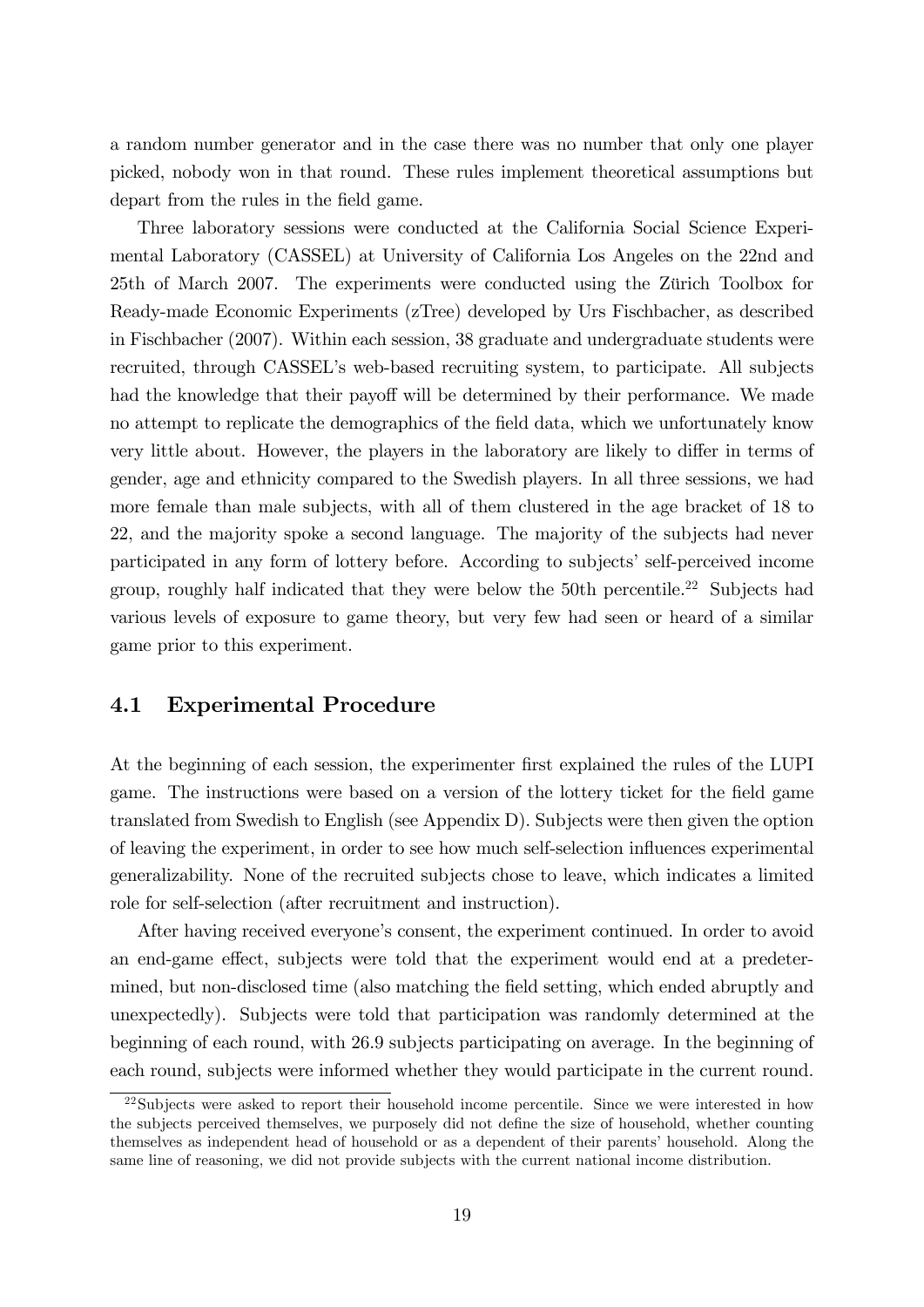a random number generator and in the case there was no number that only one player picked, nobody won in that round. These rules implement theoretical assumptions but depart from the rules in the field game.

Three laboratory sessions were conducted at the California Social Science Experimental Laboratory (CASSEL) at University of California Los Angeles on the 22nd and 25th of March 2007. The experiments were conducted using the Zürich Toolbox for Ready-made Economic Experiments (zTree) developed by Urs Fischbacher, as described in Fischbacher (2007). Within each session, 38 graduate and undergraduate students were recruited, through CASSEL's web-based recruiting system, to participate. All subjects had the knowledge that their payoff will be determined by their performance. We made no attempt to replicate the demographics of the field data, which we unfortunately know very little about. However, the players in the laboratory are likely to differ in terms of gender, age and ethnicity compared to the Swedish players. In all three sessions, we had more female than male subjects, with all of them clustered in the age bracket of 18 to 22, and the majority spoke a second language. The majority of the subjects had never participated in any form of lottery before. According to subjects' self-perceived income group, roughly half indicated that they were below the 50th percentile.[22] Subjects had various levels of exposure to game theory, but very few had seen or heard of a similar game prior to this experiment.

## 4.1 Experimental Procedure

At the beginning of each session, the experimenter first explained the rules of the LUPI game. The instructions were based on a version of the lottery ticket for the field game translated from Swedish to English (see Appendix D). Subjects were then given the option of leaving the experiment, in order to see how much self-selection influences experimental generalizability. None of the recruited subjects chose to leave, which indicates a limited role for self-selection (after recruitment and instruction).

After having received everyone's consent, the experiment continued. In order to avoid an end-game effect, subjects were told that the experiment would end at a predetermined, but non-disclosed time (also matching the field setting, which ended abruptly and unexpectedly). Subjects were told that participation was randomly determined at the beginning of each round, with 26.9 subjects participating on average. In the beginning of each round, subjects were informed whether they would participate in the current round.

[22] Subjects were asked to report their household income percentile. Since we were interested in how the subjects perceived themselves, we purposely did not define the size of household, whether counting themselves as independent head of household or as a dependent of their parents' household. Along the same line of reasoning, we did not provide subjects with the current national income distribution.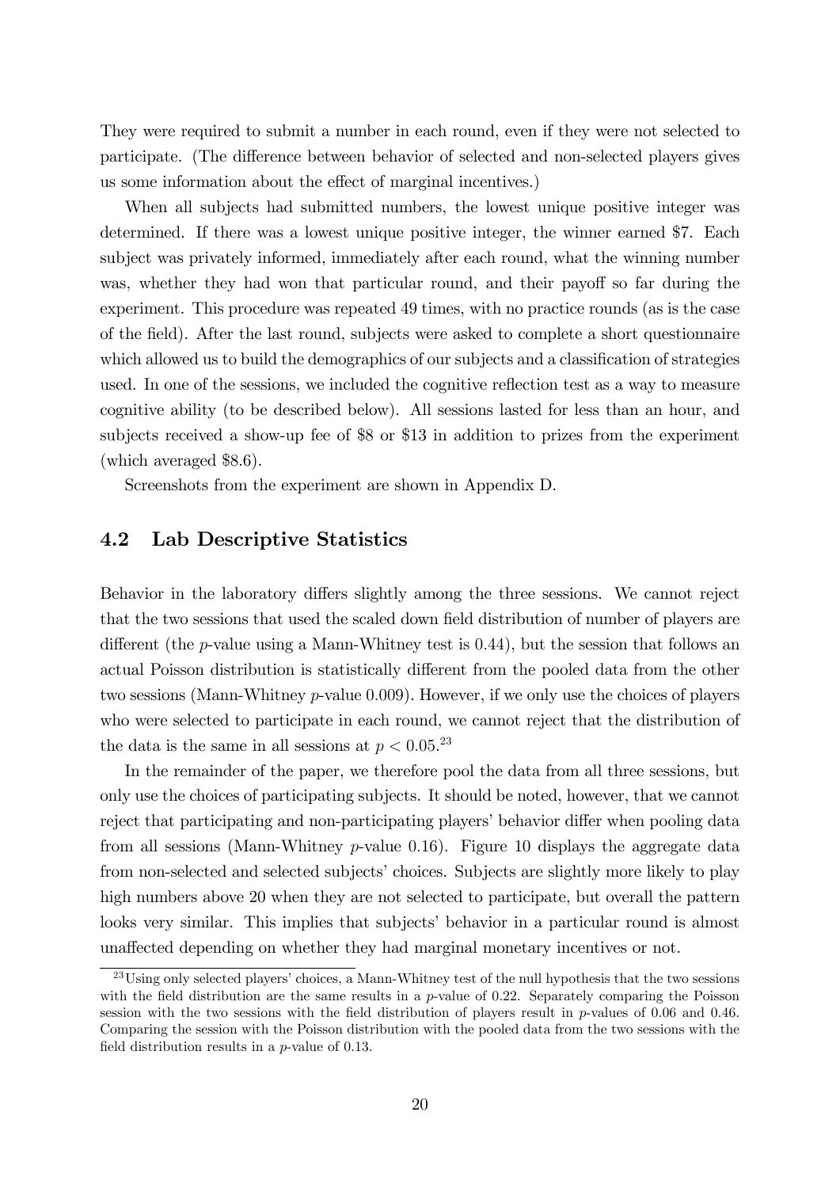They were required to submit a number in each round, even if they were not selected to participate. (The difference between behavior of selected and non-selected players gives us some information about the effect of marginal incentives.)

When all subjects had submitted numbers, the lowest unique positive integer was determined. If there was a lowest unique positive integer, the winner earned \$7. Each subject was privately informed, immediately after each round, what the winning number was, whether they had won that particular round, and their payoff so far during the experiment. This procedure was repeated 49 times, with no practice rounds (as is the case of the field). After the last round, subjects were asked to complete a short questionnaire which allowed us to build the demographics of our subjects and a classification of strategies used. In one of the sessions, we included the cognitive reflection test as a way to measure cognitive ability (to be described below). All sessions lasted for less than an hour, and subjects received a show-up fee of \$8 or \$13 in addition to prizes from the experiment (which averaged \$8.6).

Screenshots from the experiment are shown in Appendix D.

## 4.2 Lab Descriptive Statistics

Behavior in the laboratory differs slightly among the three sessions. We cannot reject that the two sessions that used the scaled down field distribution of number of players are different (the $p$-value using a Mann-Whitney test is 0.44), but the session that follows an actual Poisson distribution is statistically different from the pooled data from the other two sessions (Mann-Whitney $p$-value 0.009). However, if we only use the choices of players who were selected to participate in each round, we cannot reject that the distribution of the data is the same in all sessions at $p < 0.05$.[23]

In the remainder of the paper, we therefore pool the data from all three sessions, but only use the choices of participating subjects. It should be noted, however, that we cannot reject that participating and non-participating players' behavior differ when pooling data from all sessions (Mann-Whitney $p$-value 0.16). Figure 10 displays the aggregate data from non-selected and selected subjects' choices. Subjects are slightly more likely to play high numbers above 20 when they are not selected to participate, but overall the pattern looks very similar. This implies that subjects' behavior in a particular round is almost unaffected depending on whether they had marginal monetary incentives or not.

[23] Using only selected players' choices, a Mann-Whitney test of the null hypothesis that the two sessions with the field distribution are the same results in a $p$-value of 0.22. Separately comparing the Poisson session with the two sessions with the field distribution of players result in $p$-values of 0.06 and 0.46. Comparing the session with the Poisson distribution with the pooled data from the two sessions with the field distribution results in a $p$-value of 0.13.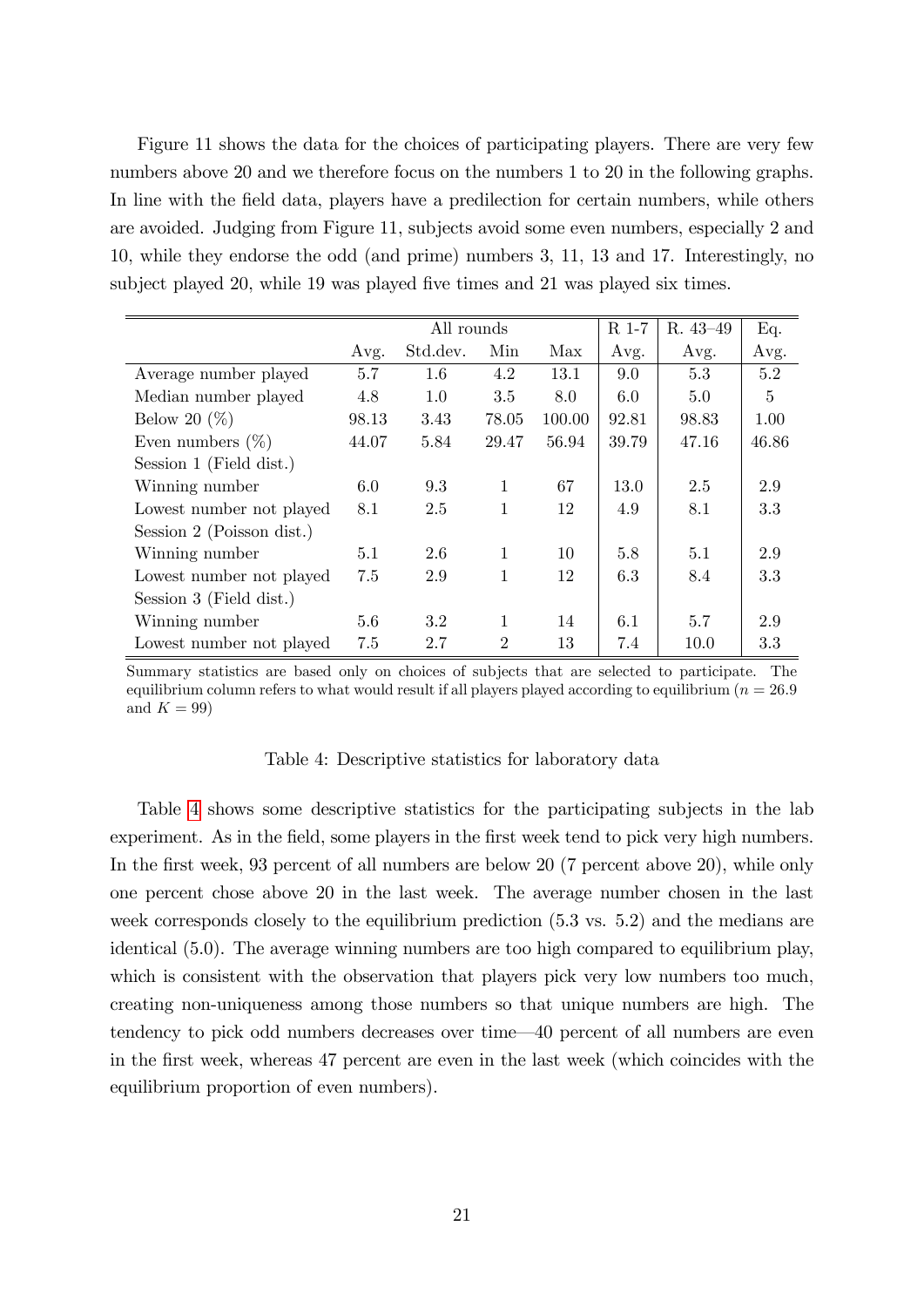Figure 11 shows the data for the choices of participating players. There are very few numbers above 20 and we therefore focus on the numbers 1 to 20 in the following graphs. In line with the field data, players have a predilection for certain numbers, while others are avoided. Judging from Figure 11, subjects avoid some even numbers, especially 2 and 10, while they endorse the odd (and prime) numbers 3, 11, 13 and 17. Interestingly, no subject played 20, while 19 was played five times and 21 was played six times.

| | All rounds | | | | R 1-7 | R. 43–49 | Eq. |
|---|---|---|---|---|---|---|---|
| | Avg. | Std.dev. | Min | Max | Avg. | Avg. | Avg. |
| Average number played | 5.7 | 1.6 | 4.2 | 13.1 | 9.0 | 5.3 | 5.2 |
| Median number played | 4.8 | 1.0 | 3.5 | 8.0 | 6.0 | 5.0 | 5 |
| Below 20 (%) | 98.13 | 3.43 | 78.05 | 100.00 | 92.81 | 98.83 | 1.00 |
| Even numbers (%) | 44.07 | 5.84 | 29.47 | 56.94 | 39.79 | 47.16 | 46.86 |
| Session 1 (Field dist.) | | | | | | | |
| Winning number | 6.0 | 9.3 | 1 | 67 | 13.0 | 2.5 | 2.9 |
| Lowest number not played | 8.1 | 2.5 | 1 | 12 | 4.9 | 8.1 | 3.3 |
| Session 2 (Poisson dist.) | | | | | | | |
| Winning number | 5.1 | 2.6 | 1 | 10 | 5.8 | 5.1 | 2.9 |
| Lowest number not played | 7.5 | 2.9 | 1 | 12 | 6.3 | 8.4 | 3.3 |
| Session 3 (Field dist.) | | | | | | | |
| Winning number | 5.6 | 3.2 | 1 | 14 | 6.1 | 5.7 | 2.9 |
| Lowest number not played | 7.5 | 2.7 | 2 | 13 | 7.4 | 10.0 | 3.3 |

Summary statistics are based only on choices of subjects that are selected to participate. The equilibrium column refers to what would result if all players played according to equilibrium ($n = 26.9$ and $K = 99$)

Table 4: Descriptive statistics for laboratory data

Table 4 shows some descriptive statistics for the participating subjects in the lab experiment. As in the field, some players in the first week tend to pick very high numbers. In the first week, 93 percent of all numbers are below 20 (7 percent above 20), while only one percent chose above 20 in the last week. The average number chosen in the last week corresponds closely to the equilibrium prediction (5.3 vs. 5.2) and the medians are identical (5.0). The average winning numbers are too high compared to equilibrium play, which is consistent with the observation that players pick very low numbers too much, creating non-uniqueness among those numbers so that unique numbers are high. The tendency to pick odd numbers decreases over time—40 percent of all numbers are even in the first week, whereas 47 percent are even in the last week (which coincides with the equilibrium proportion of even numbers).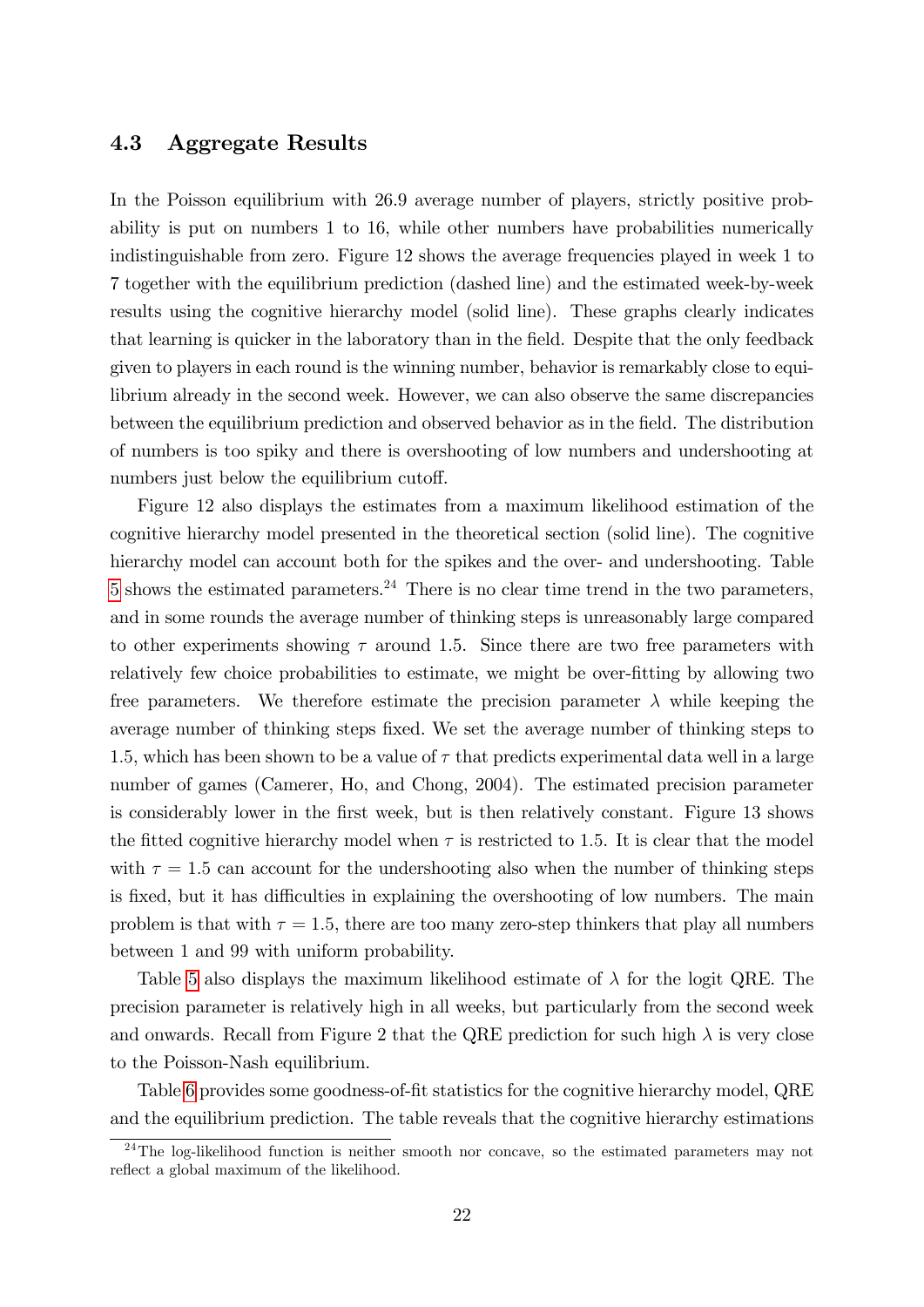### 4.3 Aggregate Results

In the Poisson equilibrium with 26.9 average number of players, strictly positive probability is put on numbers 1 to 16, while other numbers have probabilities numerically indistinguishable from zero. Figure 12 shows the average frequencies played in week 1 to 7 together with the equilibrium prediction (dashed line) and the estimated week-by-week results using the cognitive hierarchy model (solid line). These graphs clearly indicates that learning is quicker in the laboratory than in the field. Despite that the only feedback given to players in each round is the winning number, behavior is remarkably close to equilibrium already in the second week. However, we can also observe the same discrepancies between the equilibrium prediction and observed behavior as in the field. The distribution of numbers is too spiky and there is overshooting of low numbers and undershooting at numbers just below the equilibrium cutoff.

Figure 12 also displays the estimates from a maximum likelihood estimation of the cognitive hierarchy model presented in the theoretical section (solid line). The cognitive hierarchy model can account both for the spikes and the over- and undershooting. Table 5 shows the estimated parameters.[24] There is no clear time trend in the two parameters, and in some rounds the average number of thinking steps is unreasonably large compared to other experiments showing $\tau$ around 1.5. Since there are two free parameters with relatively few choice probabilities to estimate, we might be over-fitting by allowing two free parameters. We therefore estimate the precision parameter $\lambda$ while keeping the average number of thinking steps fixed. We set the average number of thinking steps to 1.5, which has been shown to be a value of $\tau$ that predicts experimental data well in a large number of games (Camerer, Ho, and Chong, 2004). The estimated precision parameter is considerably lower in the first week, but is then relatively constant. Figure 13 shows the fitted cognitive hierarchy model when $\tau$ is restricted to 1.5. It is clear that the model with $\tau = 1.5$ can account for the undershooting also when the number of thinking steps is fixed, but it has difficulties in explaining the overshooting of low numbers. The main problem is that with $\tau = 1.5$, there are too many zero-step thinkers that play all numbers between 1 and 99 with uniform probability.

Table 5 also displays the maximum likelihood estimate of $\lambda$ for the logit QRE. The precision parameter is relatively high in all weeks, but particularly from the second week and onwards. Recall from Figure 2 that the QRE prediction for such high $\lambda$ is very close to the Poisson-Nash equilibrium.

Table 6 provides some goodness-of-fit statistics for the cognitive hierarchy model, QRE and the equilibrium prediction. The table reveals that the cognitive hierarchy estimations

[24] The log-likelihood function is neither smooth nor concave, so the estimated parameters may not reflect a global maximum of the likelihood.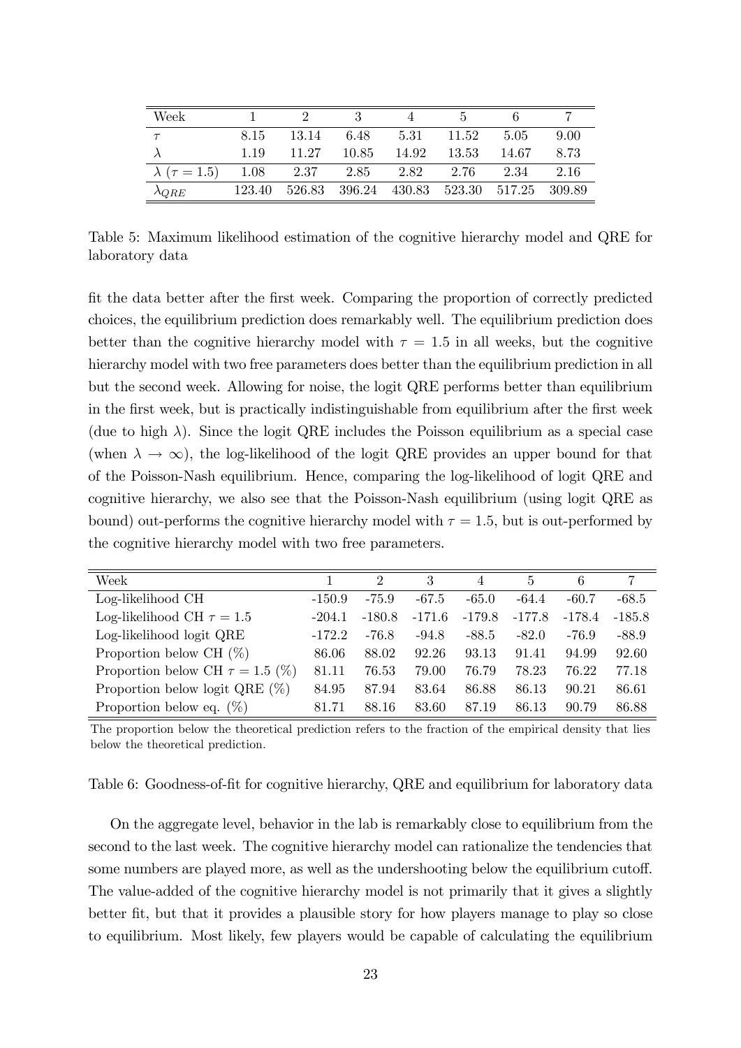| Week | 1 | 2 | 3 | 4 | 5 | 6 | 7 |
|---|---|---|---|---|---|---|---|
| $\tau$ | 8.15 | 13.14 | 6.48 | 5.31 | 11.52 | 5.05 | 9.00 |
| $\lambda$ | 1.19 | 11.27 | 10.85 | 14.92 | 13.53 | 14.67 | 8.73 |
| $\lambda$ ($\tau = 1.5$) | 1.08 | 2.37 | 2.85 | 2.82 | 2.76 | 2.34 | 2.16 |
| $\lambda_{QRE}$ | 123.40 | 526.83 | 396.24 | 430.83 | 523.30 | 517.25 | 309.89 |

Table 5: Maximum likelihood estimation of the cognitive hierarchy model and QRE for laboratory data

fit the data better after the first week. Comparing the proportion of correctly predicted choices, the equilibrium prediction does remarkably well. The equilibrium prediction does better than the cognitive hierarchy model with $\tau = 1.5$ in all weeks, but the cognitive hierarchy model with two free parameters does better than the equilibrium prediction in all but the second week. Allowing for noise, the logit QRE performs better than equilibrium in the first week, but is practically indistinguishable from equilibrium after the first week (due to high $\lambda$). Since the logit QRE includes the Poisson equilibrium as a special case (when $\lambda \to \infty$), the log-likelihood of the logit QRE provides an upper bound for that of the Poisson-Nash equilibrium. Hence, comparing the log-likelihood of logit QRE and cognitive hierarchy, we also see that the Poisson-Nash equilibrium (using logit QRE as bound) out-performs the cognitive hierarchy model with $\tau = 1.5$, but is out-performed by the cognitive hierarchy model with two free parameters.

| Week | 1 | 2 | 3 | 4 | 5 | 6 | 7 |
|---|---|---|---|---|---|---|---|
| Log-likelihood CH | -150.9 | -75.9 | -67.5 | -65.0 | -64.4 | -60.7 | -68.5 |
| Log-likelihood CH $\tau = 1.5$ | -204.1 | -180.8 | -171.6 | -179.8 | -177.8 | -178.4 | -185.8 |
| Log-likelihood logit QRE | -172.2 | -76.8 | -94.8 | -88.5 | -82.0 | -76.9 | -88.9 |
| Proportion below CH (%) | 86.06 | 88.02 | 92.26 | 93.13 | 91.41 | 94.99 | 92.60 |
| Proportion below CH $\tau = 1.5$ (%) | 81.11 | 76.53 | 79.00 | 76.79 | 78.23 | 76.22 | 77.18 |
| Proportion below logit QRE (%) | 84.95 | 87.94 | 83.64 | 86.88 | 86.13 | 90.21 | 86.61 |
| Proportion below eq. (%) | 81.71 | 88.16 | 83.60 | 87.19 | 86.13 | 90.79 | 86.88 |

The proportion below the theoretical prediction refers to the fraction of the empirical density that lies below the theoretical prediction.

Table 6: Goodness-of-fit for cognitive hierarchy, QRE and equilibrium for laboratory data

On the aggregate level, behavior in the lab is remarkably close to equilibrium from the second to the last week. The cognitive hierarchy model can rationalize the tendencies that some numbers are played more, as well as the undershooting below the equilibrium cutoff. The value-added of the cognitive hierarchy model is not primarily that it gives a slightly better fit, but that it provides a plausible story for how players manage to play so close to equilibrium. Most likely, few players would be capable of calculating the equilibrium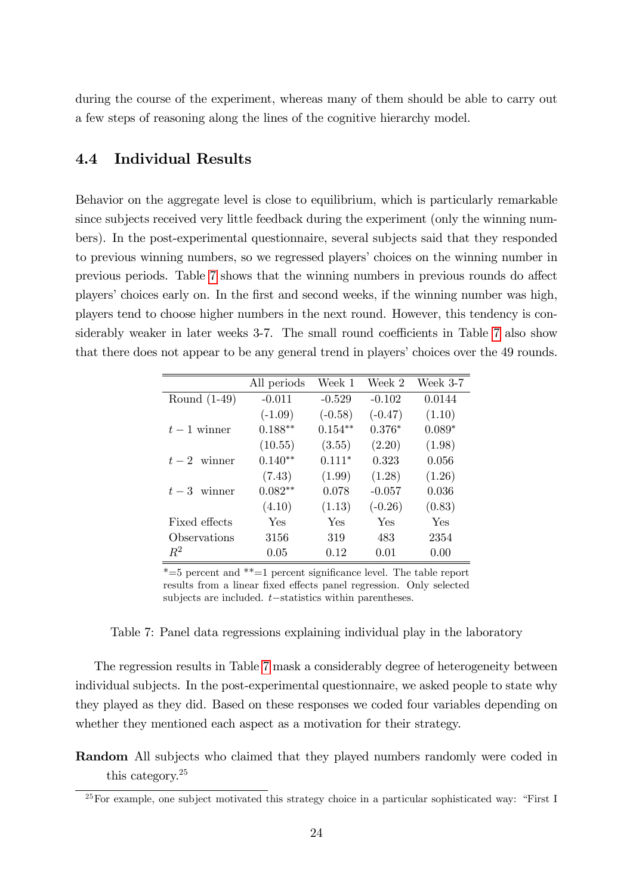during the course of the experiment, whereas many of them should be able to carry out a few steps of reasoning along the lines of the cognitive hierarchy model.

### 4.4 Individual Results

Behavior on the aggregate level is close to equilibrium, which is particularly remarkable since subjects received very little feedback during the experiment (only the winning numbers). In the post-experimental questionnaire, several subjects said that they responded to previous winning numbers, so we regressed players' choices on the winning number in previous periods. Table 7 shows that the winning numbers in previous rounds do affect players' choices early on. In the first and second weeks, if the winning number was high, players tend to choose higher numbers in the next round. However, this tendency is considerably weaker in later weeks 3-7. The small round coefficients in Table 7 also show that there does not appear to be any general trend in players' choices over the 49 rounds.

| | All periods | Week 1 | Week 2 | Week 3-7 |
|---|---|---|---|---|
| Round (1-49) | -0.011 | -0.529 | -0.102 | 0.0144 |
| | (-1.09) | (-0.58) | (-0.47) | (1.10) |
| $t-1$ winner | 0.188** | 0.154** | 0.376* | 0.089* |
| | (10.55) | (3.55) | (2.20) | (1.98) |
| $t-2$ winner | 0.140** | 0.111* | 0.323 | 0.056 |
| | (7.43) | (1.99) | (1.28) | (1.26) |
| $t-3$ winner | 0.082** | 0.078 | -0.057 | 0.036 |
| | (4.10) | (1.13) | (-0.26) | (0.83) |
| Fixed effects | Yes | Yes | Yes | Yes |
| Observations | 3156 | 319 | 483 | 2354 |
| $R^2$ | 0.05 | 0.12 | 0.01 | 0.00 |

*=5 percent and **=1 percent significance level. The table report results from a linear fixed effects panel regression. Only selected subjects are included. $t-$statistics within parentheses.

Table 7: Panel data regressions explaining individual play in the laboratory

The regression results in Table 7 mask a considerably degree of heterogeneity between individual subjects. In the post-experimental questionnaire, we asked people to state why they played as they did. Based on these responses we coded four variables depending on whether they mentioned each aspect as a motivation for their strategy.

**Random** All subjects who claimed that they played numbers randomly were coded in this category.[25]

[25]For example, one subject motivated this strategy choice in a particular sophisticated way: "First I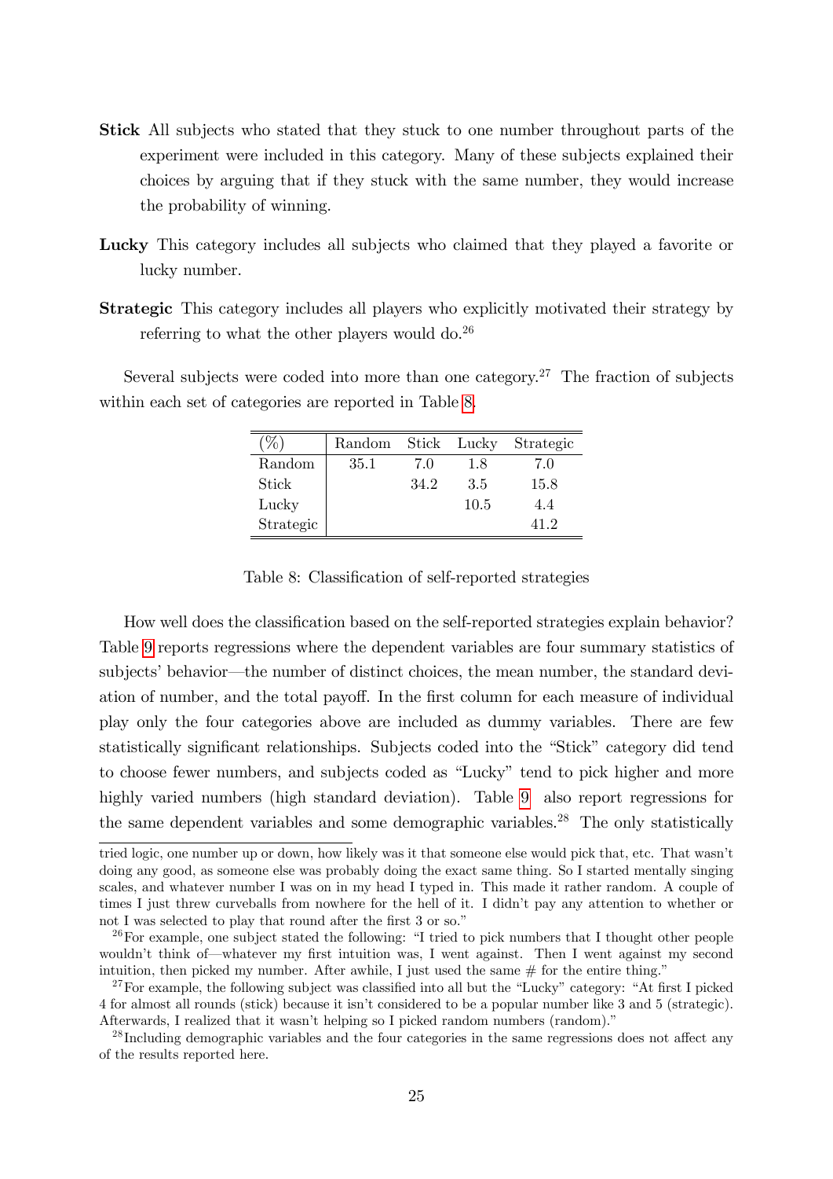**Stick** All subjects who stated that they stuck to one number throughout parts of the experiment were included in this category. Many of these subjects explained their choices by arguing that if they stuck with the same number, they would increase the probability of winning.

**Lucky** This category includes all subjects who claimed that they played a favorite or lucky number.

**Strategic** This category includes all players who explicitly motivated their strategy by referring to what the other players would do.[26]

Several subjects were coded into more than one category.[27] The fraction of subjects within each set of categories are reported in Table 8.

| (%) | Random | Stick | Lucky | Strategic |
|---|---|---|---|---|
| Random | 35.1 | 7.0 | 1.8 | 7.0 |
| Stick | | 34.2 | 3.5 | 15.8 |
| Lucky | | | 10.5 | 4.4 |
| Strategic | | | | 41.2 |

Table 8: Classification of self-reported strategies

How well does the classification based on the self-reported strategies explain behavior? Table 9 reports regressions where the dependent variables are four summary statistics of subjects' behavior—the number of distinct choices, the mean number, the standard deviation of number, and the total payoff. In the first column for each measure of individual play only the four categories above are included as dummy variables. There are few statistically significant relationships. Subjects coded into the "Stick" category did tend to choose fewer numbers, and subjects coded as "Lucky" tend to pick higher and more highly varied numbers (high standard deviation). Table 9 also report regressions for the same dependent variables and some demographic variables.[28] The only statistically

tried logic, one number up or down, how likely was it that someone else would pick that, etc. That wasn't doing any good, as someone else was probably doing the exact same thing. So I started mentally singing scales, and whatever number I was on in my head I typed in. This made it rather random. A couple of times I just threw curveballs from nowhere for the hell of it. I didn't pay any attention to whether or not I was selected to play that round after the first 3 or so."

[26]For example, one subject stated the following: "I tried to pick numbers that I thought other people wouldn't think of—whatever my first intuition was, I went against. Then I went against my second intuition, then picked my number. After awhile, I just used the same # for the entire thing."

[27]For example, the following subject was classified into all but the "Lucky" category: "At first I picked 4 for almost all rounds (stick) because it isn't considered to be a popular number like 3 and 5 (strategic). Afterwards, I realized that it wasn't helping so I picked random numbers (random)."

[28]Including demographic variables and the four categories in the same regressions does not affect any of the results reported here.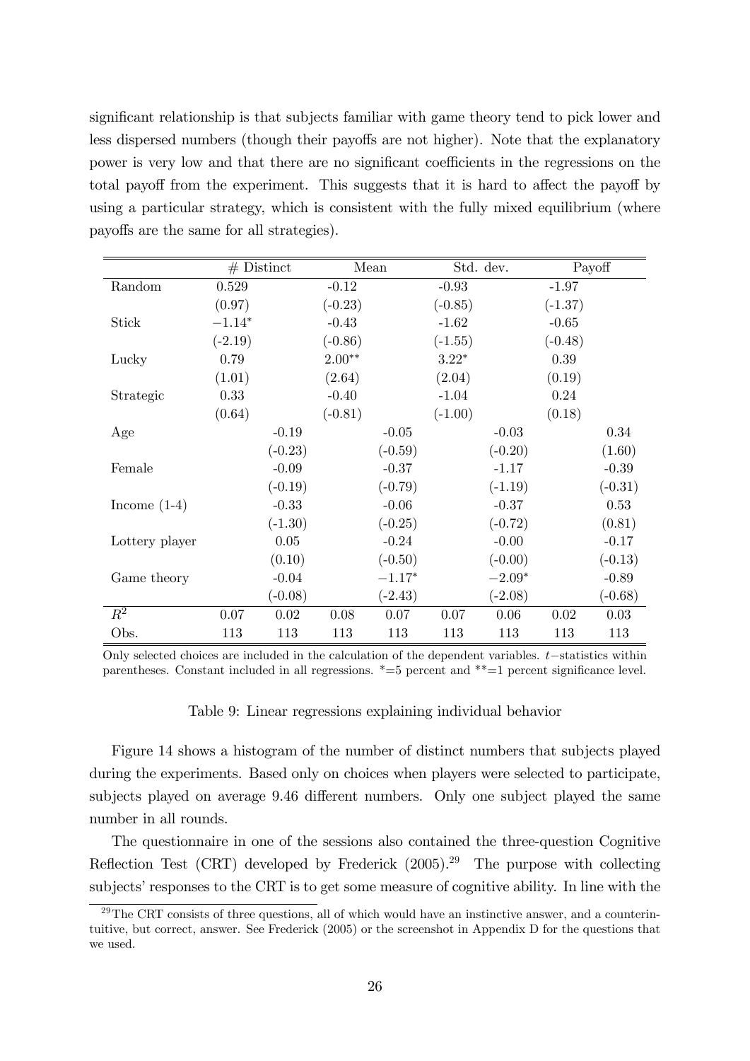significant relationship is that subjects familiar with game theory tend to pick lower and less dispersed numbers (though their payoffs are not higher). Note that the explanatory power is very low and that there are no significant coefficients in the regressions on the total payoff from the experiment. This suggests that it is hard to affect the payoff by using a particular strategy, which is consistent with the fully mixed equilibrium (where payoffs are the same for all strategies).

| | # Distinct | | Mean | | Std. dev. | | Payoff | |
|---|---|---|---|---|---|---|---|---|
| Random | 0.529 | | -0.12 | | -0.93 | | -1.97 | |
| | (0.97) | | (-0.23) | | (-0.85) | | (-1.37) | |
| Stick | $-1.14^{*}$ | | -0.43 | | -1.62 | | -0.65 | |
| | (-2.19) | | (-0.86) | | (-1.55) | | (-0.48) | |
| Lucky | 0.79 | | $2.00^{**}$ | | $3.22^{*}$ | | 0.39 | |
| | (1.01) | | (2.64) | | (2.04) | | (0.19) | |
| Strategic | 0.33 | | -0.40 | | -1.04 | | 0.24 | |
| | (0.64) | | (-0.81) | | (-1.00) | | (0.18) | |
| Age | | -0.19 | | -0.05 | | -0.03 | | 0.34 |
| | | (-0.23) | | (-0.59) | | (-0.20) | | (1.60) |
| Female | | -0.09 | | -0.37 | | -1.17 | | -0.39 |
| | | (-0.19) | | (-0.79) | | (-1.19) | | (-0.31) |
| Income (1-4) | | -0.33 | | -0.06 | | -0.37 | | 0.53 |
| | | (-1.30) | | (-0.25) | | (-0.72) | | (0.81) |
| Lottery player | | 0.05 | | -0.24 | | -0.00 | | -0.17 |
| | | (0.10) | | (-0.50) | | (-0.00) | | (-0.13) |
| Game theory | | -0.04 | | $-1.17^{*}$ | | $-2.09^{*}$ | | -0.89 |
| | | (-0.08) | | (-2.43) | | (-2.08) | | (-0.68) |
| $R^2$ | 0.07 | 0.02 | 0.08 | 0.07 | 0.07 | 0.06 | 0.02 | 0.03 |
| Obs. | 113 | 113 | 113 | 113 | 113 | 113 | 113 | 113 |

Only selected choices are included in the calculation of the dependent variables. $t-$statistics within parentheses. Constant included in all regressions. *=5 percent and **=1 percent significance level.

Table 9: Linear regressions explaining individual behavior

Figure 14 shows a histogram of the number of distinct numbers that subjects played during the experiments. Based only on choices when players were selected to participate, subjects played on average 9.46 different numbers. Only one subject played the same number in all rounds.

The questionnaire in one of the sessions also contained the three-question Cognitive Reflection Test (CRT) developed by Frederick (2005).[29] The purpose with collecting subjects' responses to the CRT is to get some measure of cognitive ability. In line with the

[29] The CRT consists of three questions, all of which would have an instinctive answer, and a counterintuitive, but correct, answer. See Frederick (2005) or the screenshot in Appendix D for the questions that we used.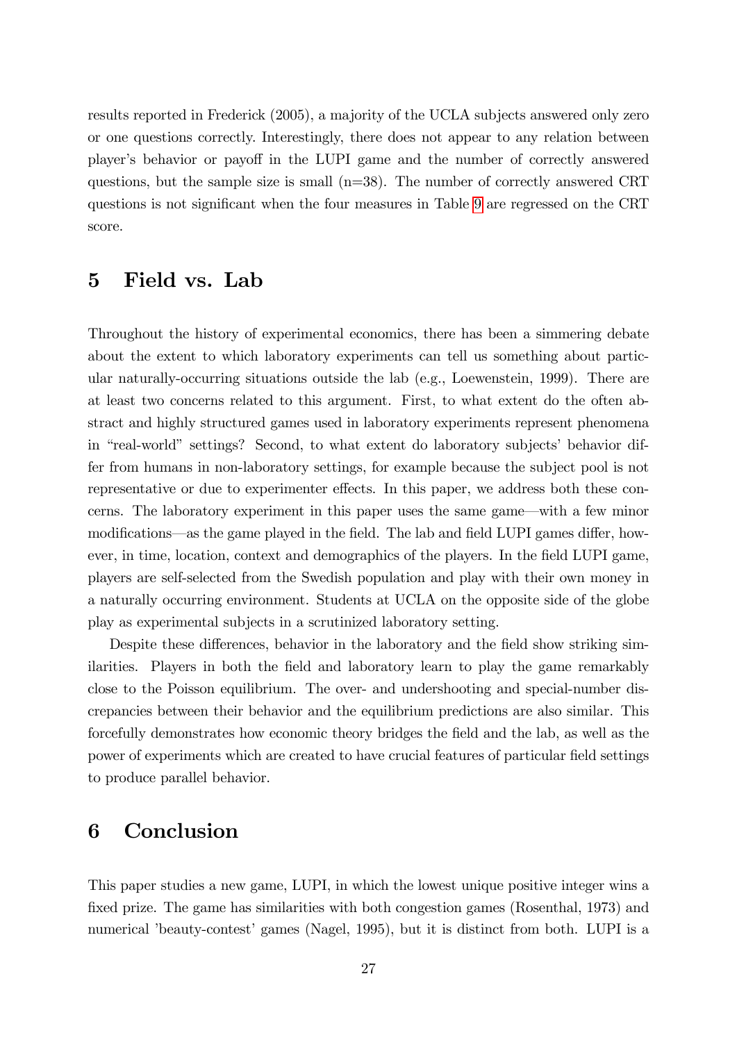results reported in Frederick (2005), a majority of the UCLA subjects answered only zero or one questions correctly. Interestingly, there does not appear to any relation between player's behavior or payoff in the LUPI game and the number of correctly answered questions, but the sample size is small (n=38). The number of correctly answered CRT questions is not significant when the four measures in Table 9 are regressed on the CRT score.

# 5 Field vs. Lab

Throughout the history of experimental economics, there has been a simmering debate about the extent to which laboratory experiments can tell us something about particular naturally-occurring situations outside the lab (e.g., Loewenstein, 1999). There are at least two concerns related to this argument. First, to what extent do the often abstract and highly structured games used in laboratory experiments represent phenomena in "real-world" settings? Second, to what extent do laboratory subjects' behavior differ from humans in non-laboratory settings, for example because the subject pool is not representative or due to experimenter effects. In this paper, we address both these concerns. The laboratory experiment in this paper uses the same game—with a few minor modifications—as the game played in the field. The lab and field LUPI games differ, however, in time, location, context and demographics of the players. In the field LUPI game, players are self-selected from the Swedish population and play with their own money in a naturally occurring environment. Students at UCLA on the opposite side of the globe play as experimental subjects in a scrutinized laboratory setting.

Despite these differences, behavior in the laboratory and the field show striking similarities. Players in both the field and laboratory learn to play the game remarkably close to the Poisson equilibrium. The over- and undershooting and special-number discrepancies between their behavior and the equilibrium predictions are also similar. This forcefully demonstrates how economic theory bridges the field and the lab, as well as the power of experiments which are created to have crucial features of particular field settings to produce parallel behavior.

# 6 Conclusion

This paper studies a new game, LUPI, in which the lowest unique positive integer wins a fixed prize. The game has similarities with both congestion games (Rosenthal, 1973) and numerical 'beauty-contest' games (Nagel, 1995), but it is distinct from both. LUPI is a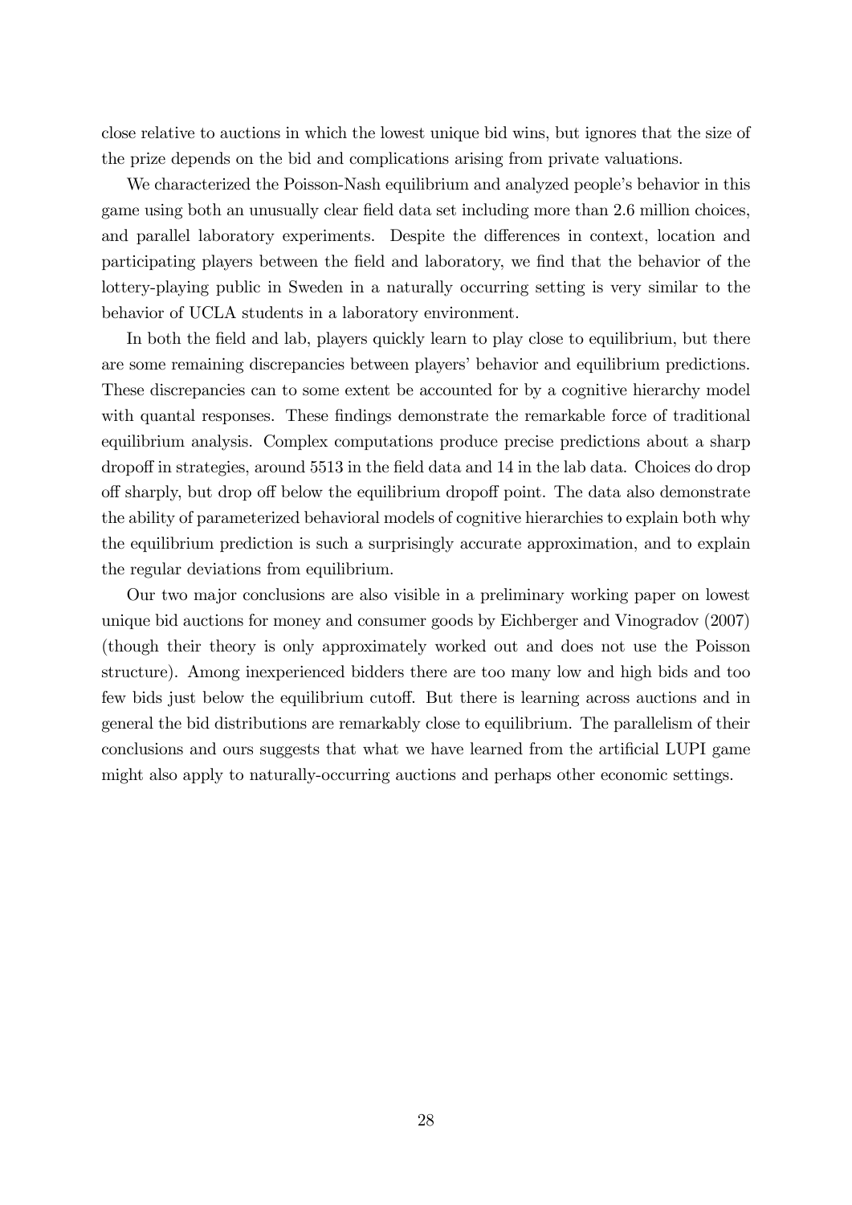close relative to auctions in which the lowest unique bid wins, but ignores that the size of the prize depends on the bid and complications arising from private valuations.

We characterized the Poisson-Nash equilibrium and analyzed people's behavior in this game using both an unusually clear field data set including more than 2.6 million choices, and parallel laboratory experiments. Despite the differences in context, location and participating players between the field and laboratory, we find that the behavior of the lottery-playing public in Sweden in a naturally occurring setting is very similar to the behavior of UCLA students in a laboratory environment.

In both the field and lab, players quickly learn to play close to equilibrium, but there are some remaining discrepancies between players' behavior and equilibrium predictions. These discrepancies can to some extent be accounted for by a cognitive hierarchy model with quantal responses. These findings demonstrate the remarkable force of traditional equilibrium analysis. Complex computations produce precise predictions about a sharp dropoff in strategies, around 5513 in the field data and 14 in the lab data. Choices do drop off sharply, but drop off below the equilibrium dropoff point. The data also demonstrate the ability of parameterized behavioral models of cognitive hierarchies to explain both why the equilibrium prediction is such a surprisingly accurate approximation, and to explain the regular deviations from equilibrium.

Our two major conclusions are also visible in a preliminary working paper on lowest unique bid auctions for money and consumer goods by Eichberger and Vinogradov (2007) (though their theory is only approximately worked out and does not use the Poisson structure). Among inexperienced bidders there are too many low and high bids and too few bids just below the equilibrium cutoff. But there is learning across auctions and in general the bid distributions are remarkably close to equilibrium. The parallelism of their conclusions and ours suggests that what we have learned from the artificial LUPI game might also apply to naturally-occurring auctions and perhaps other economic settings.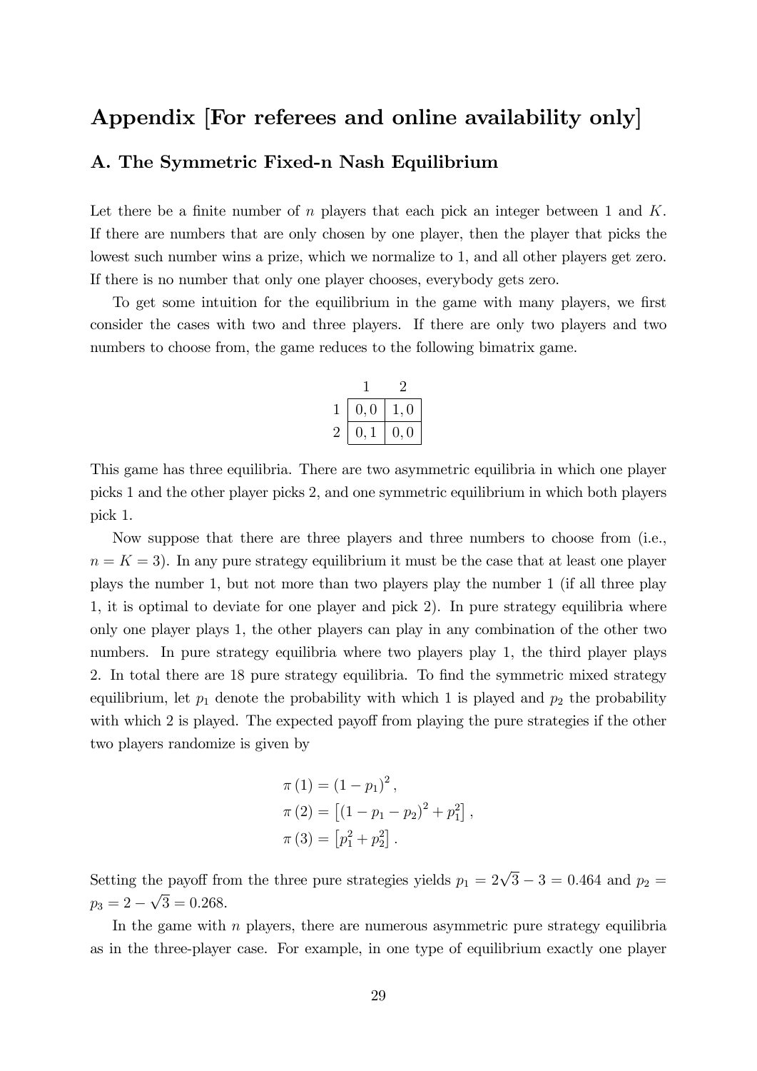# Appendix [For referees and online availability only]

## A. The Symmetric Fixed-n Nash Equilibrium

Let there be a finite number of $n$ players that each pick an integer between 1 and $K$. If there are numbers that are only chosen by one player, then the player that picks the lowest such number wins a prize, which we normalize to 1, and all other players get zero. If there is no number that only one player chooses, everybody gets zero.

To get some intuition for the equilibrium in the game with many players, we first consider the cases with two and three players. If there are only two players and two numbers to choose from, the game reduces to the following bimatrix game.

| | 1 | 2 |
|---|---|---|
| 1 | 0, 0 | 1, 0 |
| 2 | 0, 1 | 0, 0 |

This game has three equilibria. There are two asymmetric equilibria in which one player picks 1 and the other player picks 2, and one symmetric equilibrium in which both players pick 1.

Now suppose that there are three players and three numbers to choose from (i.e., $n = K = 3$). In any pure strategy equilibrium it must be the case that at least one player plays the number 1, but not more than two players play the number 1 (if all three play 1, it is optimal to deviate for one player and pick 2). In pure strategy equilibria where only one player plays 1, the other players can play in any combination of the other two numbers. In pure strategy equilibria where two players play 1, the third player plays 2. In total there are 18 pure strategy equilibria. To find the symmetric mixed strategy equilibrium, let $p_1$ denote the probability with which 1 is played and $p_2$ the probability with which 2 is played. The expected payoff from playing the pure strategies if the other two players randomize is given by

$$\pi(1) = (1 - p_1)^2,$$
$$\pi(2) = \left[(1 - p_1 - p_2)^2 + p_1^2\right],$$
$$\pi(3) = \left[p_1^2 + p_2^2\right].$$

Setting the payoff from the three pure strategies yields $p_1 = 2\sqrt{3} - 3 = 0.464$ and $p_2 = p_3 = 2 - \sqrt{3} = 0.268$.

In the game with $n$ players, there are numerous asymmetric pure strategy equilibria as in the three-player case. For example, in one type of equilibrium exactly one player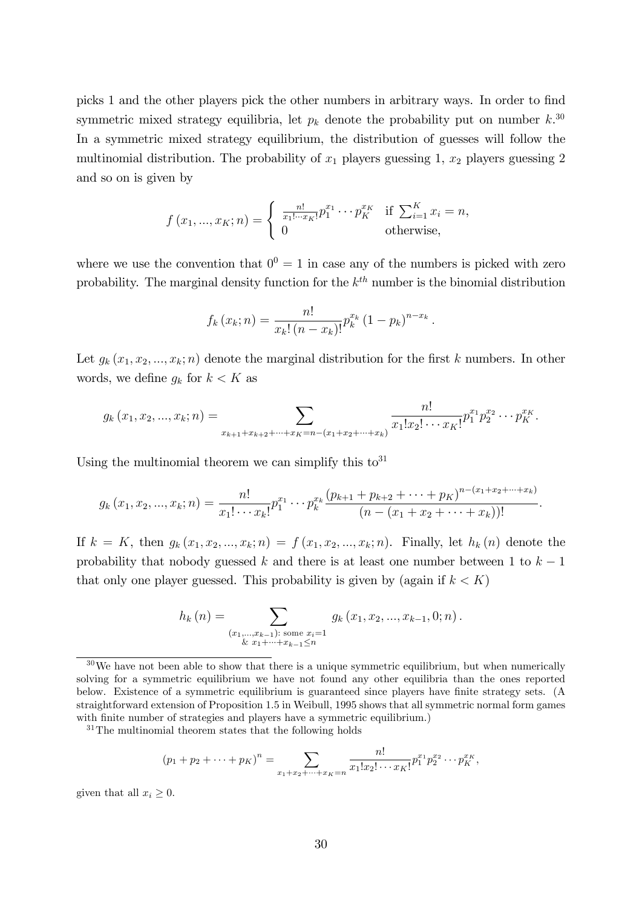picks 1 and the other players pick the other numbers in arbitrary ways. In order to find symmetric mixed strategy equilibria, let $p_k$ denote the probability put on number $k$.[30] In a symmetric mixed strategy equilibrium, the distribution of guesses will follow the multinomial distribution. The probability of $x_1$ players guessing 1, $x_2$ players guessing 2 and so on is given by

$$f(x_1, ..., x_K; n) = \begin{cases} \frac{n!}{x_1! \cdots x_K!} p_1^{x_1} \cdots p_K^{x_K} & \text{if } \sum_{i=1}^{K} x_i = n, \\ 0 & \text{otherwise,} \end{cases}$$

where we use the convention that $0^0 = 1$ in case any of the numbers is picked with zero probability. The marginal density function for the $k^{th}$ number is the binomial distribution

$$f_k(x_k; n) = \frac{n!}{x_k!(n - x_k)!} p_k^{x_k} (1 - p_k)^{n - x_k}.$$

Let $g_k(x_1, x_2, ..., x_k; n)$ denote the marginal distribution for the first $k$ numbers. In other words, we define $g_k$ for $k < K$ as

$$g_k(x_1, x_2, ..., x_k; n) = \sum_{x_{k+1} + x_{k+2} + \cdots + x_K = n - (x_1 + x_2 + \cdots + x_k)} \frac{n!}{x_1! x_2! \cdots x_K!} p_1^{x_1} p_2^{x_2} \cdots p_K^{x_K}.$$

Using the multinomial theorem we can simplify this to[31]

$$g_k(x_1, x_2, ..., x_k; n) = \frac{n!}{x_1! \cdots x_k!} p_1^{x_1} \cdots p_k^{x_k} \frac{(p_{k+1} + p_{k+2} + \cdots + p_K)^{n - (x_1 + x_2 + \cdots + x_k)}}{(n - (x_1 + x_2 + \cdots + x_k))!}.$$

If $k = K$, then $g_k(x_1, x_2, ..., x_k; n) = f(x_1, x_2, ..., x_k; n)$. Finally, let $h_k(n)$ denote the probability that nobody guessed $k$ and there is at least one number between 1 to $k - 1$ that only one player guessed. This probability is given by (again if $k < K$)

$$h_k(n) = \sum_{\substack{(x_1, ..., x_{k-1}): \text{ some } x_i = 1 \\ \& \ x_1 + \cdots + x_{k-1} \leq n}} g_k(x_1, x_2, ..., x_{k-1}, 0; n).$$

---

[30] We have not been able to show that there is a unique symmetric equilibrium, but when numerically solving for a symmetric equilibrium we have not found any other equilibria than the ones reported below. Existence of a symmetric equilibrium is guaranteed since players have finite strategy sets. (A straightforward extension of Proposition 1.5 in Weibull, 1995 shows that all symmetric normal form games with finite number of strategies and players have a symmetric equilibrium.)

[31] The multinomial theorem states that the following holds

$$(p_1 + p_2 + \cdots + p_K)^n = \sum_{x_1 + x_2 + \cdots + x_K = n} \frac{n!}{x_1! x_2! \cdots x_K!} p_1^{x_1} p_2^{x_2} \cdots p_K^{x_K},$$

given that all $x_i \geq 0$.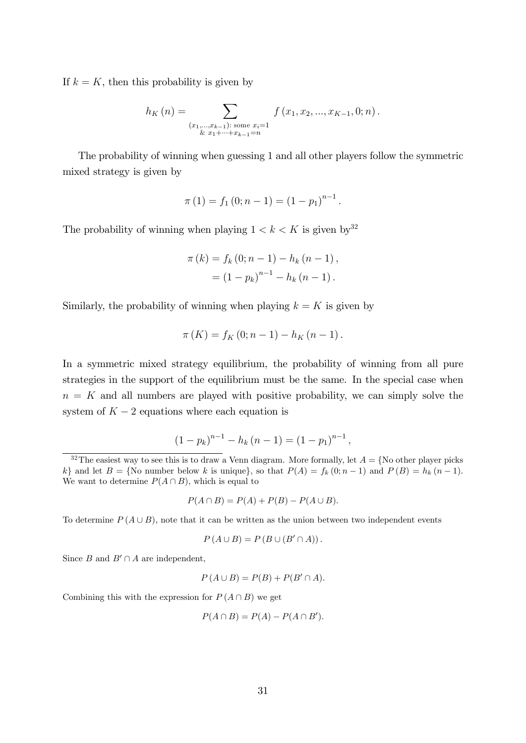If $k = K$, then this probability is given by

$$h_K(n) = \sum_{\substack{(x_1,...,x_{k-1}):\text{ some } x_i=1 \\ \&\ x_1+\cdots+x_{k-1}=n}} f(x_1, x_2, ..., x_{K-1}, 0; n).$$

The probability of winning when guessing 1 and all other players follow the symmetric mixed strategy is given by

$$\pi(1) = f_1(0; n-1) = (1-p_1)^{n-1}.$$

The probability of winning when playing $1 < k < K$ is given by[32]

$$\begin{aligned} \pi(k) &= f_k(0; n-1) - h_k(n-1), \\ &= (1-p_k)^{n-1} - h_k(n-1). \end{aligned}$$

Similarly, the probability of winning when playing $k = K$ is given by

$$\pi(K) = f_K(0; n-1) - h_K(n-1).$$

In a symmetric mixed strategy equilibrium, the probability of winning from all pure strategies in the support of the equilibrium must be the same. In the special case when $n = K$ and all numbers are played with positive probability, we can simply solve the system of $K - 2$ equations where each equation is

$$(1-p_k)^{n-1} - h_k(n-1) = (1-p_1)^{n-1},$$

[32] The easiest way to see this is to draw a Venn diagram. More formally, let $A = \{$No other player picks $k\}$ and let $B = \{$No number below $k$ is unique$\}$, so that $P(A) = f_k(0; n-1)$ and $P(B) = h_k(n-1)$. We want to determine $P(A \cap B)$, which is equal to

$$P(A \cap B) = P(A) + P(B) - P(A \cup B).$$

To determine $P(A \cup B)$, note that it can be written as the union between two independent events

$$P(A \cup B) = P(B \cup (B' \cap A)).$$

Since $B$ and $B' \cap A$ are independent,

$$P(A \cup B) = P(B) + P(B' \cap A).$$

Combining this with the expression for $P(A \cap B)$ we get

$$P(A \cap B) = P(A) - P(A \cap B').$$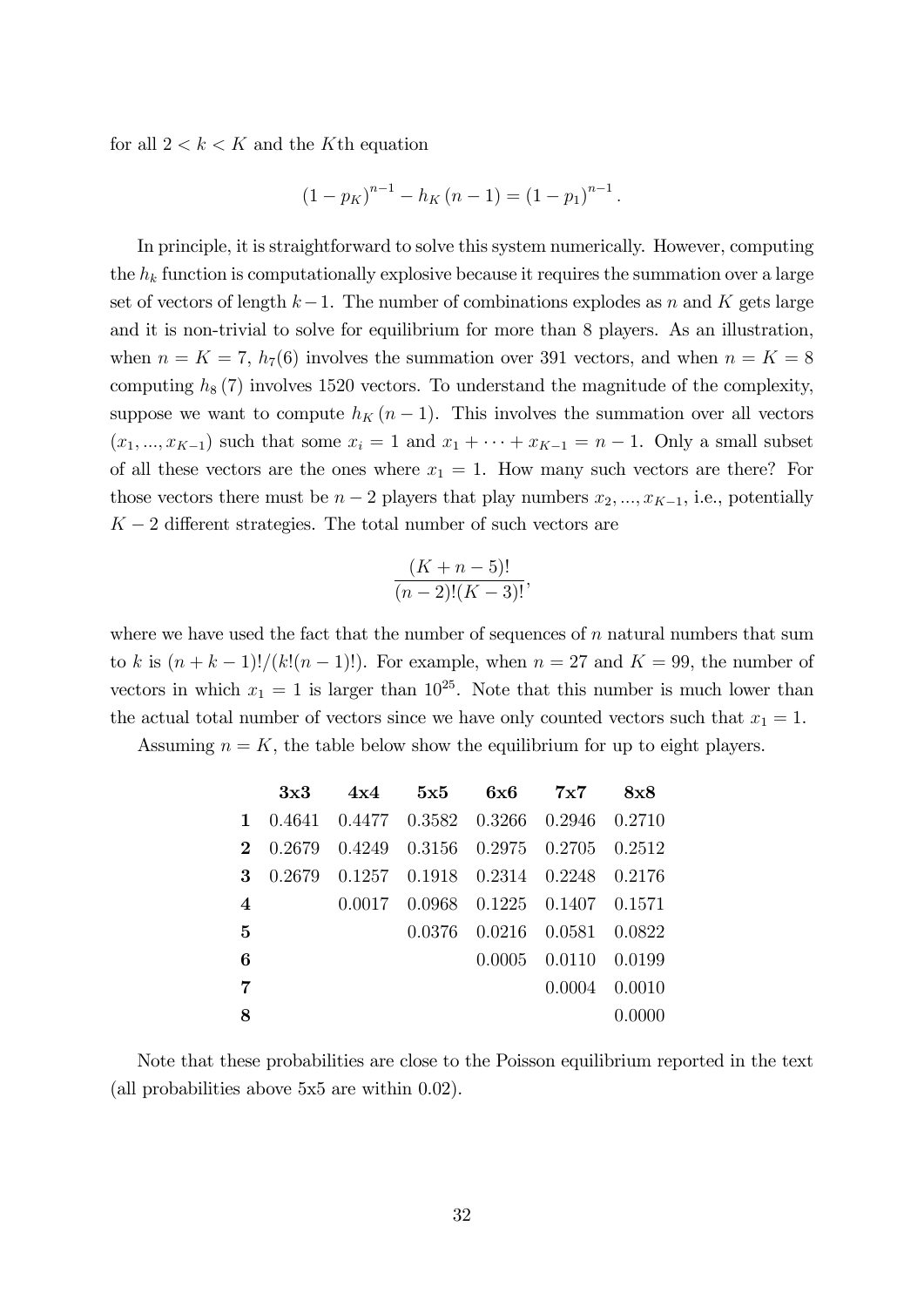for all $2 < k < K$ and the $K$th equation

$$(1 - p_K)^{n-1} - h_K(n-1) = (1 - p_1)^{n-1}.$$

In principle, it is straightforward to solve this system numerically. However, computing the $h_k$ function is computationally explosive because it requires the summation over a large set of vectors of length $k-1$. The number of combinations explodes as $n$ and $K$ gets large and it is non-trivial to solve for equilibrium for more than 8 players. As an illustration, when $n = K = 7$, $h_7(6)$ involves the summation over 391 vectors, and when $n = K = 8$ computing $h_8(7)$ involves 1520 vectors. To understand the magnitude of the complexity, suppose we want to compute $h_K(n-1)$. This involves the summation over all vectors $(x_1, ..., x_{K-1})$ such that some $x_i = 1$ and $x_1 + \cdots + x_{K-1} = n - 1$. Only a small subset of all these vectors are the ones where $x_1 = 1$. How many such vectors are there? For those vectors there must be $n-2$ players that play numbers $x_2, ..., x_{K-1}$, i.e., potentially $K-2$ different strategies. The total number of such vectors are

$$\frac{(K+n-5)!}{(n-2)!(K-3)!},$$

where we have used the fact that the number of sequences of $n$ natural numbers that sum to $k$ is $(n+k-1)!/(k!(n-1)!)$. For example, when $n = 27$ and $K = 99$, the number of vectors in which $x_1 = 1$ is larger than $10^{25}$. Note that this number is much lower than the actual total number of vectors since we have only counted vectors such that $x_1 = 1$.

Assuming $n = K$, the table below show the equilibrium for up to eight players.

| | **3x3** | **4x4** | **5x5** | **6x6** | **7x7** | **8x8** |
|---|---|---|---|---|---|---|
| **1** | 0.4641 | 0.4477 | 0.3582 | 0.3266 | 0.2946 | 0.2710 |
| **2** | 0.2679 | 0.4249 | 0.3156 | 0.2975 | 0.2705 | 0.2512 |
| **3** | 0.2679 | 0.1257 | 0.1918 | 0.2314 | 0.2248 | 0.2176 |
| **4** | | 0.0017 | 0.0968 | 0.1225 | 0.1407 | 0.1571 |
| **5** | | | 0.0376 | 0.0216 | 0.0581 | 0.0822 |
| **6** | | | | 0.0005 | 0.0110 | 0.0199 |
| **7** | | | | | 0.0004 | 0.0010 |
| **8** | | | | | | 0.0000 |

Note that these probabilities are close to the Poisson equilibrium reported in the text (all probabilities above 5x5 are within 0.02).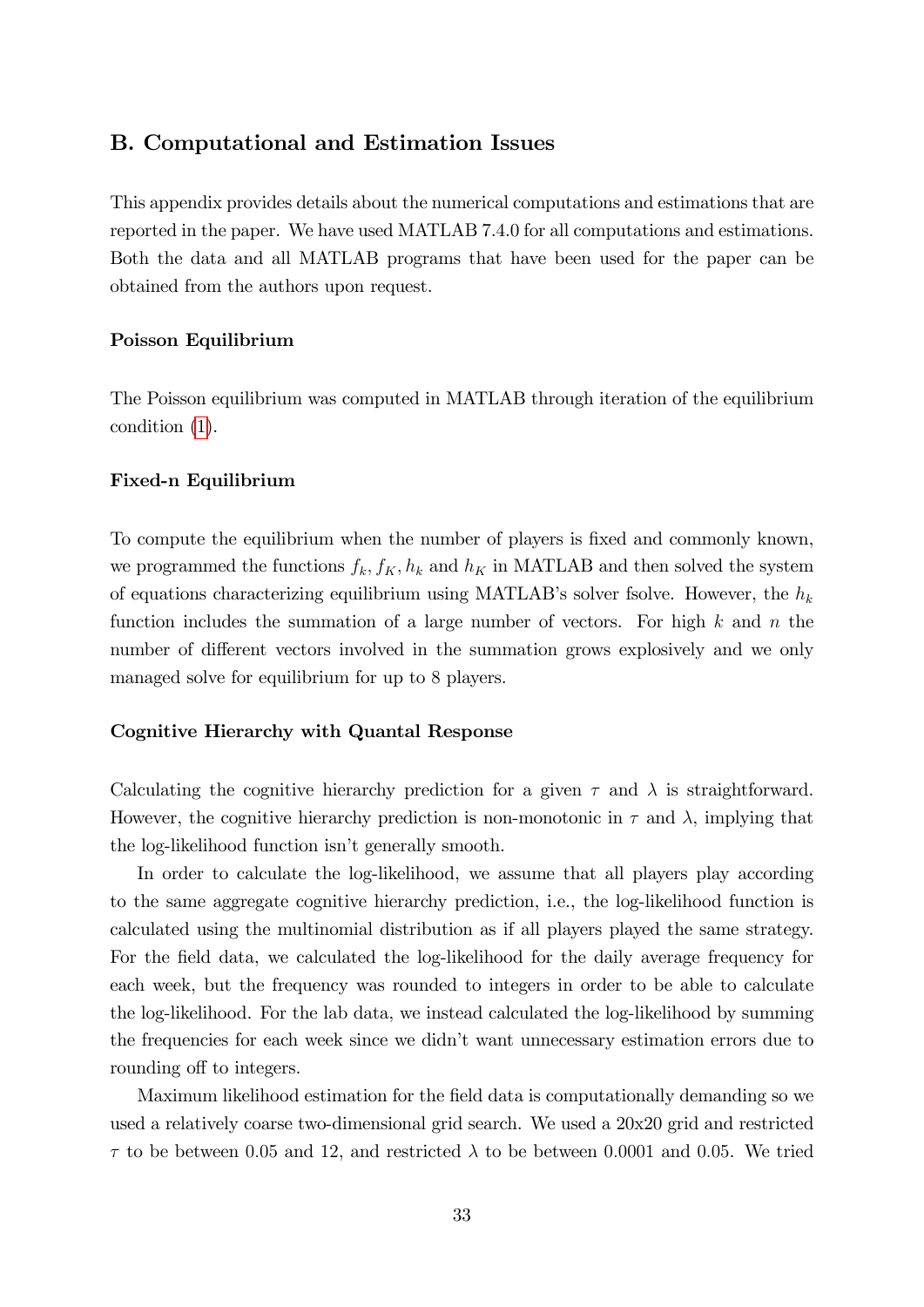## B. Computational and Estimation Issues

This appendix provides details about the numerical computations and estimations that are reported in the paper. We have used MATLAB 7.4.0 for all computations and estimations. Both the data and all MATLAB programs that have been used for the paper can be obtained from the authors upon request.

### Poisson Equilibrium

The Poisson equilibrium was computed in MATLAB through iteration of the equilibrium condition (1).

### Fixed-n Equilibrium

To compute the equilibrium when the number of players is fixed and commonly known, we programmed the functions $f_k, f_K, h_k$ and $h_K$ in MATLAB and then solved the system of equations characterizing equilibrium using MATLAB's solver fsolve. However, the $h_k$ function includes the summation of a large number of vectors. For high $k$ and $n$ the number of different vectors involved in the summation grows explosively and we only managed solve for equilibrium for up to 8 players.

### Cognitive Hierarchy with Quantal Response

Calculating the cognitive hierarchy prediction for a given $\tau$ and $\lambda$ is straightforward. However, the cognitive hierarchy prediction is non-monotonic in $\tau$ and $\lambda$, implying that the log-likelihood function isn't generally smooth.

In order to calculate the log-likelihood, we assume that all players play according to the same aggregate cognitive hierarchy prediction, i.e., the log-likelihood function is calculated using the multinomial distribution as if all players played the same strategy. For the field data, we calculated the log-likelihood for the daily average frequency for each week, but the frequency was rounded to integers in order to be able to calculate the log-likelihood. For the lab data, we instead calculated the log-likelihood by summing the frequencies for each week since we didn't want unnecessary estimation errors due to rounding off to integers.

Maximum likelihood estimation for the field data is computationally demanding so we used a relatively coarse two-dimensional grid search. We used a 20x20 grid and restricted $\tau$ to be between 0.05 and 12, and restricted $\lambda$ to be between 0.0001 and 0.05. We tried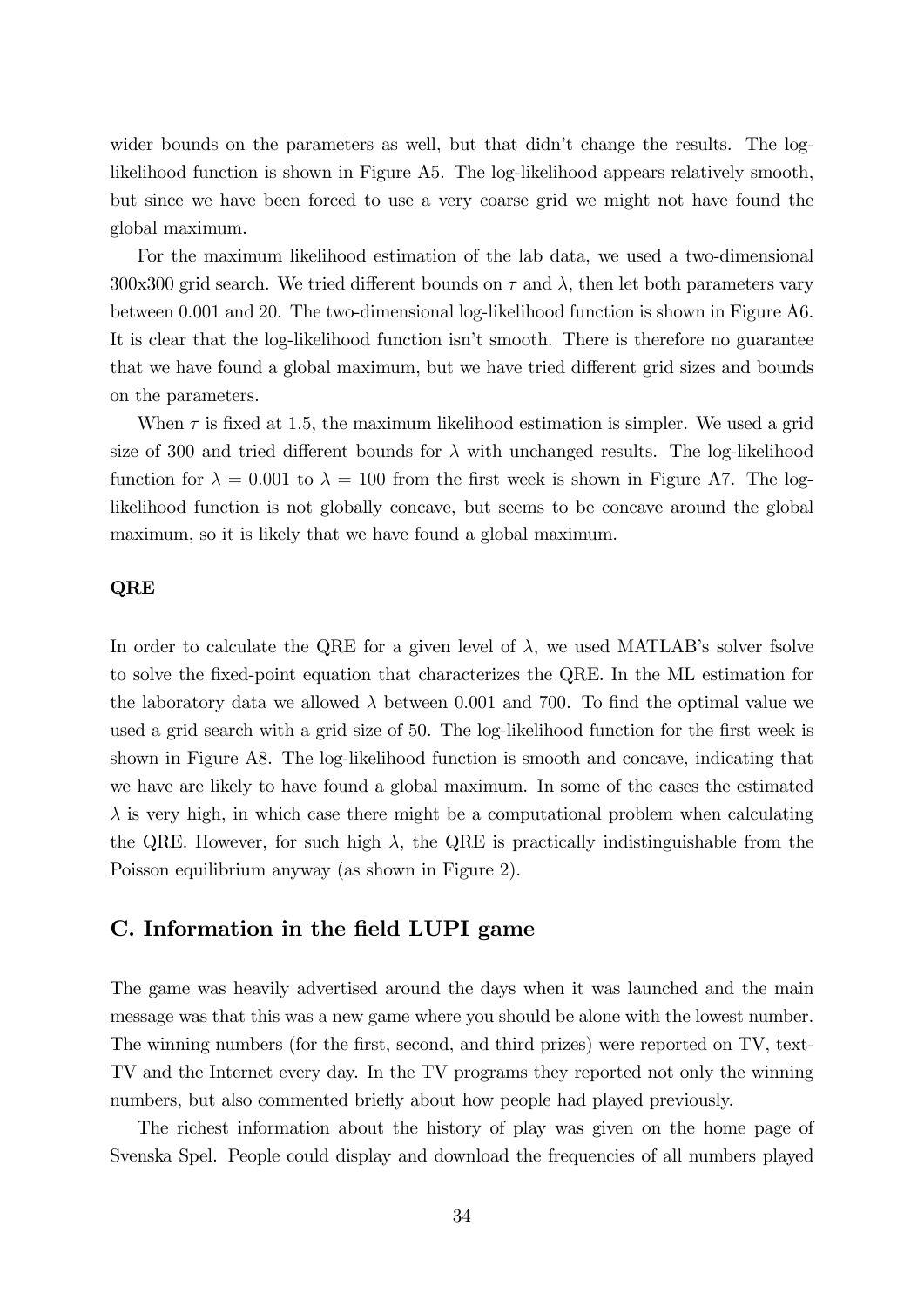wider bounds on the parameters as well, but that didn't change the results. The log-likelihood function is shown in Figure A5. The log-likelihood appears relatively smooth, but since we have been forced to use a very coarse grid we might not have found the global maximum.

For the maximum likelihood estimation of the lab data, we used a two-dimensional 300x300 grid search. We tried different bounds on $\tau$ and $\lambda$, then let both parameters vary between 0.001 and 20. The two-dimensional log-likelihood function is shown in Figure A6. It is clear that the log-likelihood function isn't smooth. There is therefore no guarantee that we have found a global maximum, but we have tried different grid sizes and bounds on the parameters.

When $\tau$ is fixed at 1.5, the maximum likelihood estimation is simpler. We used a grid size of 300 and tried different bounds for $\lambda$ with unchanged results. The log-likelihood function for $\lambda = 0.001$ to $\lambda = 100$ from the first week is shown in Figure A7. The log-likelihood function is not globally concave, but seems to be concave around the global maximum, so it is likely that we have found a global maximum.

#### QRE

In order to calculate the QRE for a given level of $\lambda$, we used MATLAB's solver fsolve to solve the fixed-point equation that characterizes the QRE. In the ML estimation for the laboratory data we allowed $\lambda$ between 0.001 and 700. To find the optimal value we used a grid search with a grid size of 50. The log-likelihood function for the first week is shown in Figure A8. The log-likelihood function is smooth and concave, indicating that we have are likely to have found a global maximum. In some of the cases the estimated $\lambda$ is very high, in which case there might be a computational problem when calculating the QRE. However, for such high $\lambda$, the QRE is practically indistinguishable from the Poisson equilibrium anyway (as shown in Figure 2).

## C. Information in the field LUPI game

The game was heavily advertised around the days when it was launched and the main message was that this was a new game where you should be alone with the lowest number. The winning numbers (for the first, second, and third prizes) were reported on TV, text-TV and the Internet every day. In the TV programs they reported not only the winning numbers, but also commented briefly about how people had played previously.

The richest information about the history of play was given on the home page of Svenska Spel. People could display and download the frequencies of all numbers played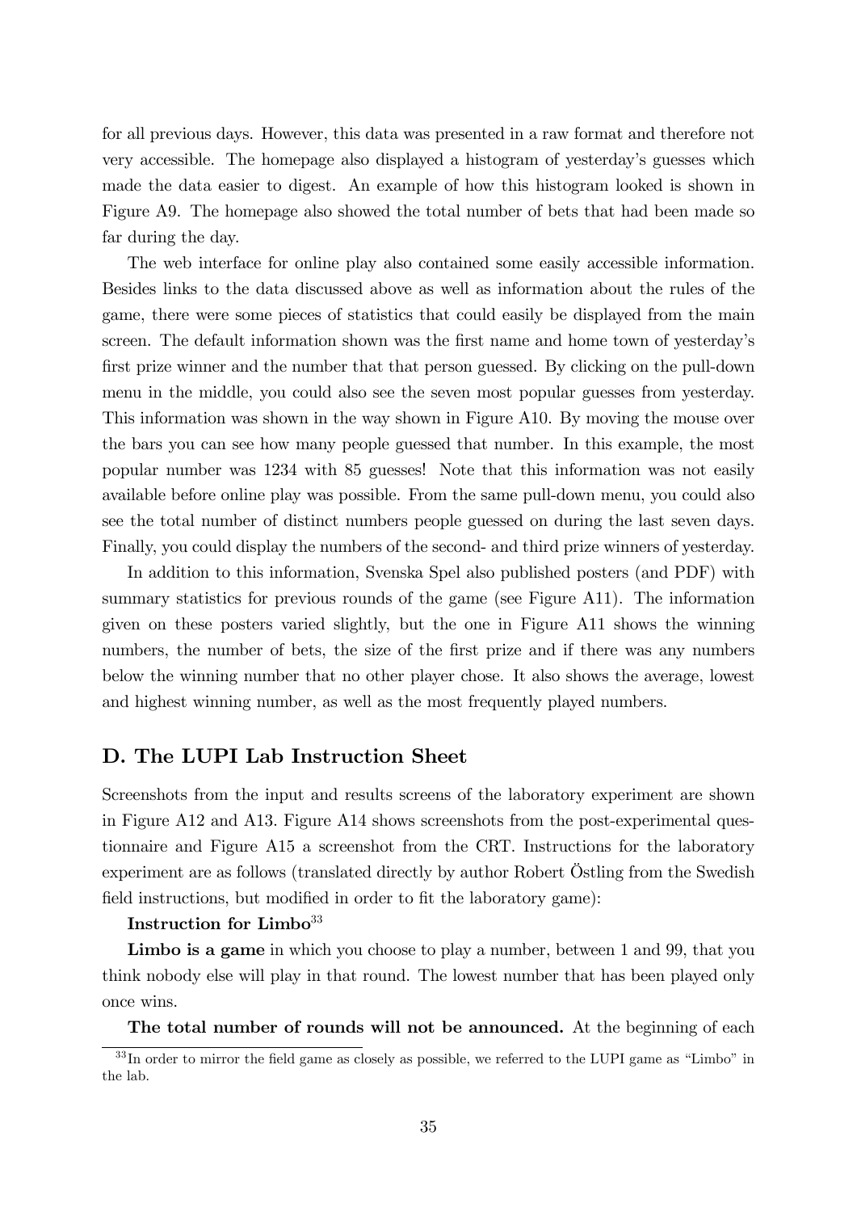for all previous days. However, this data was presented in a raw format and therefore not very accessible. The homepage also displayed a histogram of yesterday's guesses which made the data easier to digest. An example of how this histogram looked is shown in Figure A9. The homepage also showed the total number of bets that had been made so far during the day.

The web interface for online play also contained some easily accessible information. Besides links to the data discussed above as well as information about the rules of the game, there were some pieces of statistics that could easily be displayed from the main screen. The default information shown was the first name and home town of yesterday's first prize winner and the number that that person guessed. By clicking on the pull-down menu in the middle, you could also see the seven most popular guesses from yesterday. This information was shown in the way shown in Figure A10. By moving the mouse over the bars you can see how many people guessed that number. In this example, the most popular number was 1234 with 85 guesses! Note that this information was not easily available before online play was possible. From the same pull-down menu, you could also see the total number of distinct numbers people guessed on during the last seven days. Finally, you could display the numbers of the second- and third prize winners of yesterday.

In addition to this information, Svenska Spel also published posters (and PDF) with summary statistics for previous rounds of the game (see Figure A11). The information given on these posters varied slightly, but the one in Figure A11 shows the winning numbers, the number of bets, the size of the first prize and if there was any numbers below the winning number that no other player chose. It also shows the average, lowest and highest winning number, as well as the most frequently played numbers.

## D. The LUPI Lab Instruction Sheet

Screenshots from the input and results screens of the laboratory experiment are shown in Figure A12 and A13. Figure A14 shows screenshots from the post-experimental questionnaire and Figure A15 a screenshot from the CRT. Instructions for the laboratory experiment are as follows (translated directly by author Robert Östling from the Swedish field instructions, but modified in order to fit the laboratory game):

**Instruction for Limbo**[33]

**Limbo is a game** in which you choose to play a number, between 1 and 99, that you think nobody else will play in that round. The lowest number that has been played only once wins.

**The total number of rounds will not be announced.** At the beginning of each

[33] In order to mirror the field game as closely as possible, we referred to the LUPI game as "Limbo" in the lab.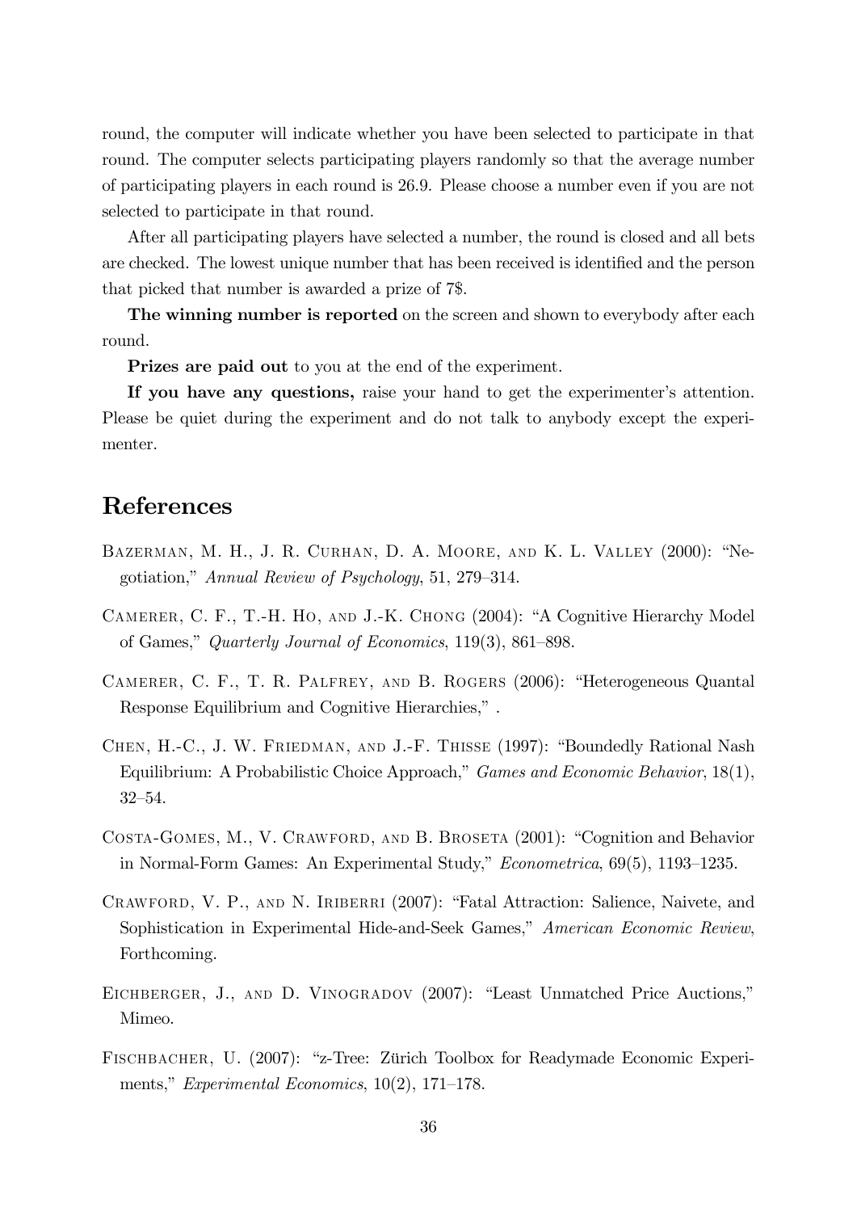round, the computer will indicate whether you have been selected to participate in that round. The computer selects participating players randomly so that the average number of participating players in each round is 26.9. Please choose a number even if you are not selected to participate in that round.

After all participating players have selected a number, the round is closed and all bets are checked. The lowest unique number that has been received is identified and the person that picked that number is awarded a prize of 7$.

**The winning number is reported** on the screen and shown to everybody after each round.

**Prizes are paid out** to you at the end of the experiment.

**If you have any questions,** raise your hand to get the experimenter's attention. Please be quiet during the experiment and do not talk to anybody except the experimenter.

# References

Bazerman, M. H., J. R. Curhan, D. A. Moore, and K. L. Valley (2000): "Negotiation," *Annual Review of Psychology*, 51, 279–314.

Camerer, C. F., T.-H. Ho, and J.-K. Chong (2004): "A Cognitive Hierarchy Model of Games," *Quarterly Journal of Economics*, 119(3), 861–898.

Camerer, C. F., T. R. Palfrey, and B. Rogers (2006): "Heterogeneous Quantal Response Equilibrium and Cognitive Hierarchies," .

Chen, H.-C., J. W. Friedman, and J.-F. Thisse (1997): "Boundedly Rational Nash Equilibrium: A Probabilistic Choice Approach," *Games and Economic Behavior*, 18(1), 32–54.

Costa-Gomes, M., V. Crawford, and B. Broseta (2001): "Cognition and Behavior in Normal-Form Games: An Experimental Study," *Econometrica*, 69(5), 1193–1235.

Crawford, V. P., and N. Iriberri (2007): "Fatal Attraction: Salience, Naivete, and Sophistication in Experimental Hide-and-Seek Games," *American Economic Review*, Forthcoming.

Eichberger, J., and D. Vinogradov (2007): "Least Unmatched Price Auctions," Mimeo.

Fischbacher, U. (2007): "z-Tree: Zürich Toolbox for Readymade Economic Experiments," *Experimental Economics*, 10(2), 171–178.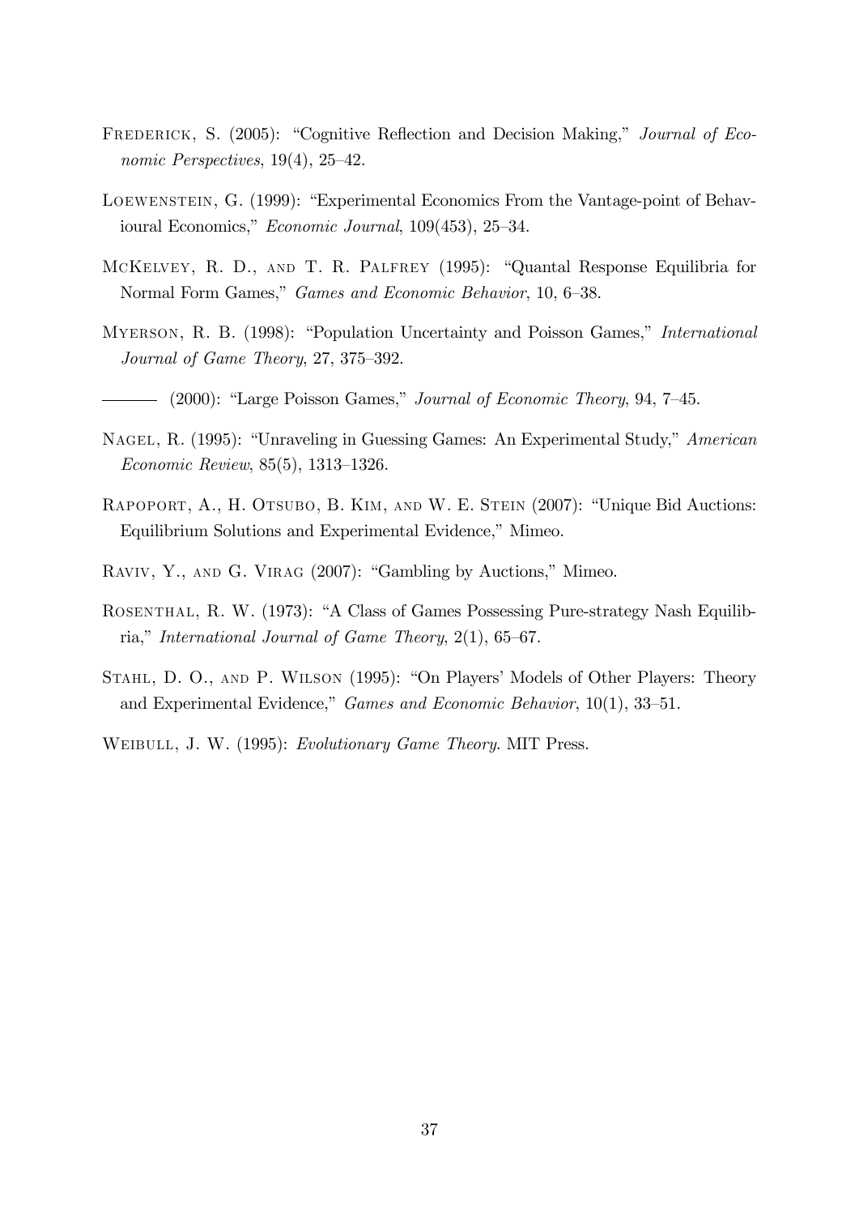Frederick, S. (2005): "Cognitive Reflection and Decision Making," *Journal of Economic Perspectives*, 19(4), 25–42.

Loewenstein, G. (1999): "Experimental Economics From the Vantage-point of Behavioural Economics," *Economic Journal*, 109(453), 25–34.

McKelvey, R. D., and T. R. Palfrey (1995): "Quantal Response Equilibria for Normal Form Games," *Games and Economic Behavior*, 10, 6–38.

Myerson, R. B. (1998): "Population Uncertainty and Poisson Games," *International Journal of Game Theory*, 27, 375–392.

——— (2000): "Large Poisson Games," *Journal of Economic Theory*, 94, 7–45.

Nagel, R. (1995): "Unraveling in Guessing Games: An Experimental Study," *American Economic Review*, 85(5), 1313–1326.

Rapoport, A., H. Otsubo, B. Kim, and W. E. Stein (2007): "Unique Bid Auctions: Equilibrium Solutions and Experimental Evidence," Mimeo.

Raviv, Y., and G. Virag (2007): "Gambling by Auctions," Mimeo.

Rosenthal, R. W. (1973): "A Class of Games Possessing Pure-strategy Nash Equilibria," *International Journal of Game Theory*, 2(1), 65–67.

Stahl, D. O., and P. Wilson (1995): "On Players' Models of Other Players: Theory and Experimental Evidence," *Games and Economic Behavior*, 10(1), 33–51.

Weibull, J. W. (1995): *Evolutionary Game Theory*. MIT Press.